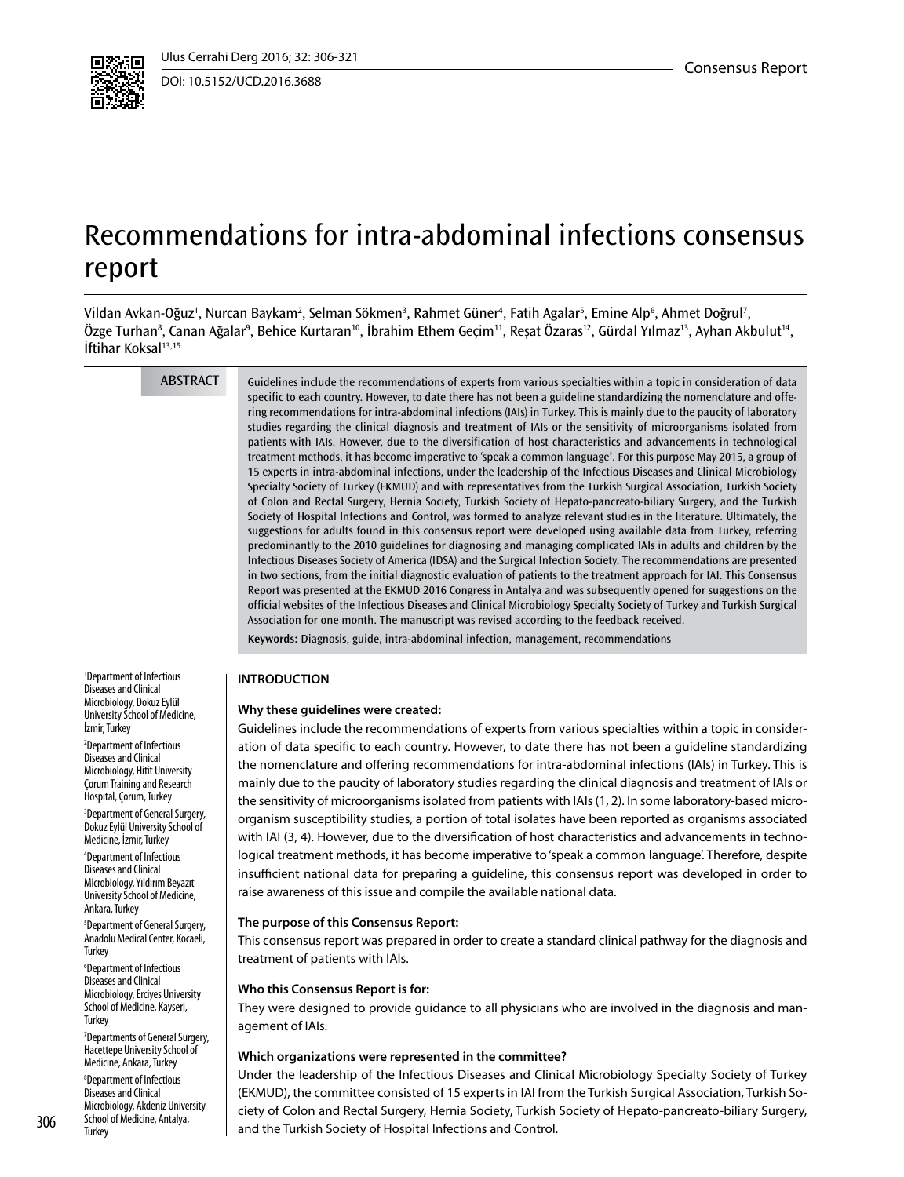Consensus Report

DOI: 10.5152/UCD.2016.3688

# Recommendations for intra-abdominal infections consensus report

Vildan Avkan-Oğuz[1], Nurcan Baykam[2], Selman Sökmen[3], Rahmet Güner[4], Fatih Agalar[5], Emine Alp[6], Ahmet Doğrul[7], Özge Turhan[8], Canan Ağalar[9], Behice Kurtaran[10], İbrahim Ethem Geçim[11], Reşat Özaras[12], Gürdal Yılmaz[13], Ayhan Akbulut[14], İftihar Koksal[13,15]

## ABSTRACT

Guidelines include the recommendations of experts from various specialties within a topic in consideration of data specific to each country. However, to date there has not been a guideline standardizing the nomenclature and offering recommendations for intra-abdominal infections (IAIs) in Turkey. This is mainly due to the paucity of laboratory studies regarding the clinical diagnosis and treatment of IAIs or the sensitivity of microorganisms isolated from patients with IAIs. However, due to the diversification of host characteristics and advancements in technological treatment methods, it has become imperative to 'speak a common language'. For this purpose May 2015, a group of 15 experts in intra-abdominal infections, under the leadership of the Infectious Diseases and Clinical Microbiology Specialty Society of Turkey (EKMUD) and with representatives from the Turkish Surgical Association, Turkish Society of Colon and Rectal Surgery, Hernia Society, Turkish Society of Hepato-pancreato-biliary Surgery, and the Turkish Society of Hospital Infections and Control, was formed to analyze relevant studies in the literature. Ultimately, the suggestions for adults found in this consensus report were developed using available data from Turkey, referring predominantly to the 2010 guidelines for diagnosing and managing complicated IAIs in adults and children by the Infectious Diseases Society of America (IDSA) and the Surgical Infection Society. The recommendations are presented in two sections, from the initial diagnostic evaluation of patients to the treatment approach for IAI. This Consensus Report was presented at the EKMUD 2016 Congress in Antalya and was subsequently opened for suggestions on the official websites of the Infectious Diseases and Clinical Microbiology Specialty Society of Turkey and Turkish Surgical Association for one month. The manuscript was revised according to the feedback received.

**Keywords:** Diagnosis, guide, intra-abdominal infection, management, recommendations

## INTRODUCTION

### Why these guidelines were created:

Guidelines include the recommendations of experts from various specialties within a topic in consideration of data specific to each country. However, to date there has not been a guideline standardizing the nomenclature and offering recommendations for intra-abdominal infections (IAIs) in Turkey. This is mainly due to the paucity of laboratory studies regarding the clinical diagnosis and treatment of IAIs or the sensitivity of microorganisms isolated from patients with IAIs (1, 2). In some laboratory-based microorganism susceptibility studies, a portion of total isolates have been reported as organisms associated with IAI (3, 4). However, due to the diversification of host characteristics and advancements in technological treatment methods, it has become imperative to 'speak a common language'. Therefore, despite insufficient national data for preparing a guideline, this consensus report was developed in order to raise awareness of this issue and compile the available national data.

### The purpose of this Consensus Report:

This consensus report was prepared in order to create a standard clinical pathway for the diagnosis and treatment of patients with IAIs.

### Who this Consensus Report is for:

They were designed to provide guidance to all physicians who are involved in the diagnosis and management of IAIs.

### Which organizations were represented in the committee?

Under the leadership of the Infectious Diseases and Clinical Microbiology Specialty Society of Turkey (EKMUD), the committee consisted of 15 experts in IAI from the Turkish Surgical Association, Turkish Society of Colon and Rectal Surgery, Hernia Society, Turkish Society of Hepato-pancreato-biliary Surgery, and the Turkish Society of Hospital Infections and Control.

[1]Department of Infectious Diseases and Clinical Microbiology, Dokuz Eylül University School of Medicine, İzmir, Turkey

[2]Department of Infectious Diseases and Clinical Microbiology, Hitit University Çorum Training and Research Hospital, Çorum, Turkey

[3]Department of General Surgery, Dokuz Eylül University School of Medicine, İzmir, Turkey

[4]Department of Infectious Diseases and Clinical Microbiology, Yıldırım Beyazıt University School of Medicine, Ankara, Turkey

[5]Department of General Surgery, Anadolu Medical Center, Kocaeli, Turkey

[6]Department of Infectious Diseases and Clinical Microbiology, Erciyes University School of Medicine, Kayseri, Turkey

[7]Departments of General Surgery, Hacettepe University School of Medicine, Ankara, Turkey

[8]Department of Infectious Diseases and Clinical Microbiology, Akdeniz University School of Medicine, Antalya, Turkey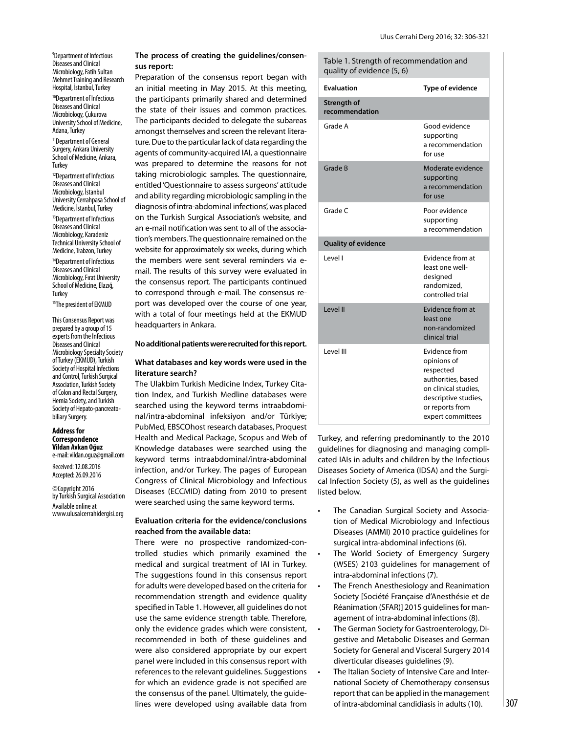[9]Department of Infectious Diseases and Clinical Microbiology, Fatih Sultan Mehmet Training and Research Hospital, İstanbul, Turkey

[10]Department of Infectious Diseases and Clinical Microbiology, Çukurova University School of Medicine, Adana, Turkey

[11]Department of General Surgery, Ankara University School of Medicine, Ankara, Turkey

[12]Department of Infectious Diseases and Clinical Microbiology, İstanbul University Cerrahpasa School of Medicine, İstanbul, Turkey

[13]Department of Infectious Diseases and Clinical Microbiology, Karadeniz Technical University School of Medicine, Trabzon, Turkey

[14]Department of Infectious Diseases and Clinical Microbiology, Fırat University School of Medicine, Elazığ, Turkey

[15]The president of EKMUD

This Consensus Report was prepared by a group of 15 experts from the Infectious Diseases and Clinical Microbiology Specialty Society of Turkey (EKMUD), Turkish Society of Hospital Infections and Control, Turkish Surgical Association, Turkish Society of Colon and Rectal Surgery, Hernia Society, and Turkish Society of Hepato-pancreato-biliary Surgery.

**Address for Correspondence**
**Vildan Avkan Oğuz**
e-mail: vildan.oguz@gmail.com

Received: 12.08.2016
Accepted: 26.09.2016

©Copyright 2016 by Turkish Surgical Association
Available online at www.ulusalcerrahidergisi.org

**The process of creating the guidelines/consensus report:**

Preparation of the consensus report began with an initial meeting in May 2015. At this meeting, the participants primarily shared and determined the state of their issues and common practices. The participants decided to delegate the subareas amongst themselves and screen the relevant literature. Due to the particular lack of data regarding the agents of community-acquired IAI, a questionnaire was prepared to determine the reasons for not taking microbiologic samples. The questionnaire, entitled 'Questionnaire to assess surgeons' attitude and ability regarding microbiologic sampling in the diagnosis of intra-abdominal infections', was placed on the Turkish Surgical Association's website, and an e-mail notification was sent to all of the association's members. The questionnaire remained on the website for approximately six weeks, during which the members were sent several reminders via e-mail. The results of this survey were evaluated in the consensus report. The participants continued to correspond through e-mail. The consensus report was developed over the course of one year, with a total of four meetings held at the EKMUD headquarters in Ankara.

**No additional patients were recruited for this report.**

**What databases and key words were used in the literature search?**

The Ulakbim Turkish Medicine Index, Turkey Citation Index, and Turkish Medline databases were searched using the keyword terms intraabdominal/intra-abdominal infeksiyon and/or Türkiye; PubMed, EBSCOhost research databases, Proquest Health and Medical Package, Scopus and Web of Knowledge databases were searched using the keyword terms intraabdominal/intra-abdominal infection, and/or Turkey. The pages of European Congress of Clinical Microbiology and Infectious Diseases (ECCMID) dating from 2010 to present were searched using the same keyword terms.

**Evaluation criteria for the evidence/conclusions reached from the available data:**

There were no prospective randomized-controlled studies which primarily examined the medical and surgical treatment of IAI in Turkey. The suggestions found in this consensus report for adults were developed based on the criteria for recommendation strength and evidence quality specified in Table 1. However, all guidelines do not use the same evidence strength table. Therefore, only the evidence grades which were consistent, recommended in both of these guidelines and were also considered appropriate by our expert panel were included in this consensus report with references to the relevant guidelines. Suggestions for which an evidence grade is not specified are the consensus of the panel. Ultimately, the guidelines were developed using available data from Turkey, and referring predominantly to the 2010 guidelines for diagnosing and managing complicated IAIs in adults and children by the Infectious Diseases Society of America (IDSA) and the Surgical Infection Society (5), as well as the guidelines listed below.

- The Canadian Surgical Society and Association of Medical Microbiology and Infectious Diseases (AMMI) 2010 practice guidelines for surgical intra-abdominal infections (6).
- The World Society of Emergency Surgery (WSES) 2103 guidelines for management of intra-abdominal infections (7).
- The French Anesthesiology and Reanimation Society [Société Française d'Anesthésie et de Réanimation (SFAR)] 2015 guidelines for management of intra-abdominal infections (8).
- The German Society for Gastroenterology, Digestive and Metabolic Diseases and German Society for General and Visceral Surgery 2014 diverticular diseases guidelines (9).
- The Italian Society of Intensive Care and International Society of Chemotherapy consensus report that can be applied in the management of intra-abdominal candidiasis in adults (10).

Table 1. Strength of recommendation and quality of evidence (5, 6)

| Evaluation | Type of evidence |
|---|---|
| **Strength of recommendation** | |
| Grade A | Good evidence supporting a recommendation for use |
| Grade B | Moderate evidence supporting a recommendation for use |
| Grade C | Poor evidence supporting a recommendation |
| **Quality of evidence** | |
| Level I | Evidence from at least one well-designed randomized, controlled trial |
| Level II | Evidence from at least one non-randomized clinical trial |
| Level III | Evidence from opinions of respected authorities, based on clinical studies, descriptive studies, or reports from expert committees |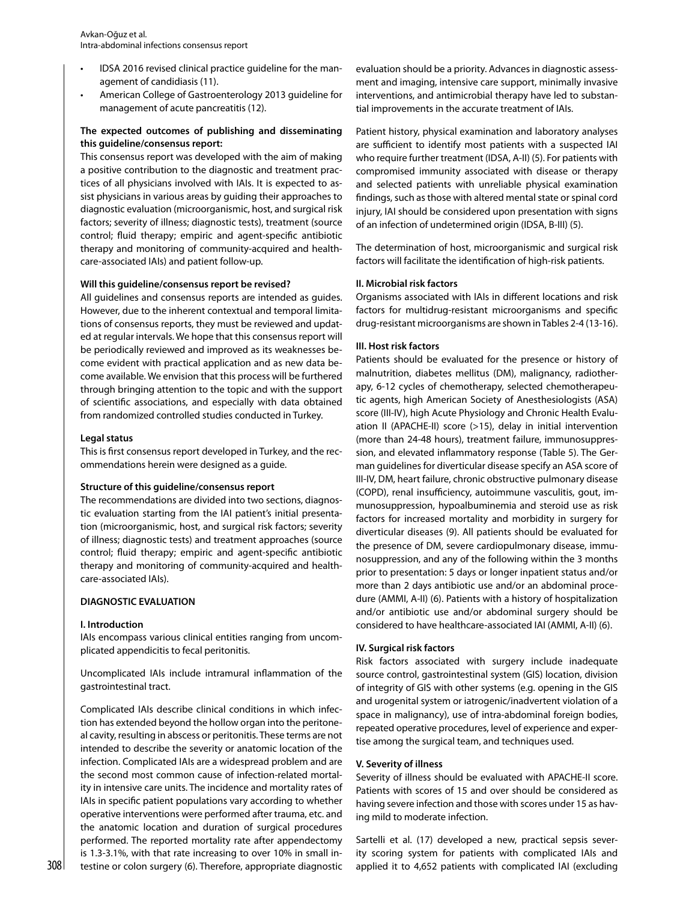- IDSA 2016 revised clinical practice guideline for the management of candidiasis (11).
- American College of Gastroenterology 2013 guideline for management of acute pancreatitis (12).

**The expected outcomes of publishing and disseminating this guideline/consensus report:**

This consensus report was developed with the aim of making a positive contribution to the diagnostic and treatment practices of all physicians involved with IAIs. It is expected to assist physicians in various areas by guiding their approaches to diagnostic evaluation (microorganismic, host, and surgical risk factors; severity of illness; diagnostic tests), treatment (source control; fluid therapy; empiric and agent-specific antibiotic therapy and monitoring of community-acquired and healthcare-associated IAIs) and patient follow-up.

**Will this guideline/consensus report be revised?**

All guidelines and consensus reports are intended as guides. However, due to the inherent contextual and temporal limitations of consensus reports, they must be reviewed and updated at regular intervals. We hope that this consensus report will be periodically reviewed and improved as its weaknesses become evident with practical application and as new data become available. We envision that this process will be furthered through bringing attention to the topic and with the support of scientific associations, and especially with data obtained from randomized controlled studies conducted in Turkey.

**Legal status**

This is first consensus report developed in Turkey, and the recommendations herein were designed as a guide.

**Structure of this guideline/consensus report**

The recommendations are divided into two sections, diagnostic evaluation starting from the IAI patient's initial presentation (microorganismic, host, and surgical risk factors; severity of illness; diagnostic tests) and treatment approaches (source control; fluid therapy; empiric and agent-specific antibiotic therapy and monitoring of community-acquired and healthcare-associated IAIs).

## DIAGNOSTIC EVALUATION

### I. Introduction

IAIs encompass various clinical entities ranging from uncomplicated appendicitis to fecal peritonitis.

Uncomplicated IAIs include intramural inflammation of the gastrointestinal tract.

Complicated IAIs describe clinical conditions in which infection has extended beyond the hollow organ into the peritoneal cavity, resulting in abscess or peritonitis. These terms are not intended to describe the severity or anatomic location of the infection. Complicated IAIs are a widespread problem and are the second most common cause of infection-related mortality in intensive care units. The incidence and mortality rates of IAIs in specific patient populations vary according to whether operative interventions were performed after trauma, etc. and the anatomic location and duration of surgical procedures performed. The reported mortality rate after appendectomy is 1.3-3.1%, with that rate increasing to over 10% in small intestine or colon surgery (6). Therefore, appropriate diagnostic evaluation should be a priority. Advances in diagnostic assessment and imaging, intensive care support, minimally invasive interventions, and antimicrobial therapy have led to substantial improvements in the accurate treatment of IAIs.

Patient history, physical examination and laboratory analyses are sufficient to identify most patients with a suspected IAI who require further treatment (IDSA, A-II) (5). For patients with compromised immunity associated with disease or therapy and selected patients with unreliable physical examination findings, such as those with altered mental state or spinal cord injury, IAI should be considered upon presentation with signs of an infection of undetermined origin (IDSA, B-III) (5).

The determination of host, microorganismic and surgical risk factors will facilitate the identification of high-risk patients.

### II. Microbial risk factors

Organisms associated with IAIs in different locations and risk factors for multidrug-resistant microorganisms and specific drug-resistant microorganisms are shown in Tables 2-4 (13-16).

### III. Host risk factors

Patients should be evaluated for the presence or history of malnutrition, diabetes mellitus (DM), malignancy, radiotherapy, 6-12 cycles of chemotherapy, selected chemotherapeutic agents, high American Society of Anesthesiologists (ASA) score (III-IV), high Acute Physiology and Chronic Health Evaluation II (APACHE-II) score (>15), delay in initial intervention (more than 24-48 hours), treatment failure, immunosuppression, and elevated inflammatory response (Table 5). The German guidelines for diverticular disease specify an ASA score of III-IV, DM, heart failure, chronic obstructive pulmonary disease (COPD), renal insufficiency, autoimmune vasculitis, gout, immunosuppression, hypoalbuminemia and steroid use as risk factors for increased mortality and morbidity in surgery for diverticular diseases (9). All patients should be evaluated for the presence of DM, severe cardiopulmonary disease, immunosuppression, and any of the following within the 3 months prior to presentation: 5 days or longer inpatient status and/or more than 2 days antibiotic use and/or an abdominal procedure (AMMI, A-II) (6). Patients with a history of hospitalization and/or antibiotic use and/or abdominal surgery should be considered to have healthcare-associated IAI (AMMI, A-II) (6).

### IV. Surgical risk factors

Risk factors associated with surgery include inadequate source control, gastrointestinal system (GIS) location, division of integrity of GIS with other systems (e.g. opening in the GIS and urogenital system or iatrogenic/inadvertent violation of a space in malignancy), use of intra-abdominal foreign bodies, repeated operative procedures, level of experience and expertise among the surgical team, and techniques used.

### V. Severity of illness

Severity of illness should be evaluated with APACHE-II score. Patients with scores of 15 and over should be considered as having severe infection and those with scores under 15 as having mild to moderate infection.

Sartelli et al. (17) developed a new, practical sepsis severity scoring system for patients with complicated IAIs and applied it to 4,652 patients with complicated IAI (excluding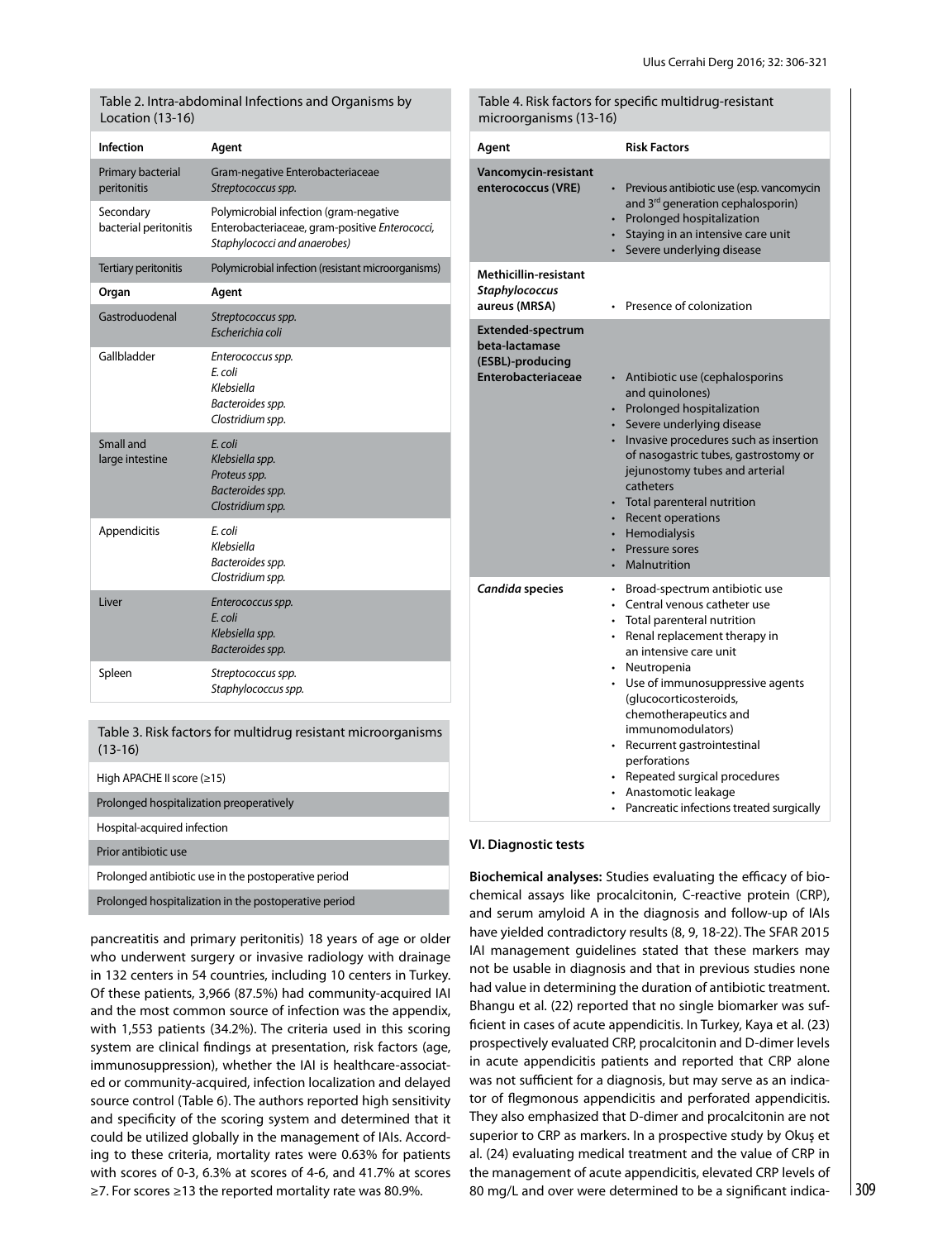Table 2. Intra-abdominal Infections and Organisms by Location (13-16)

| Infection | Agent |
|---|---|
| Primary bacterial peritonitis | Gram-negative Enterobacteriaceae *Streptococcus spp.* |
| Secondary bacterial peritonitis | Polymicrobial infection (gram-negative Enterobacteriaceae, gram-positive *Enterococci, Staphylococci and anaerobes)* |
| Tertiary peritonitis | Polymicrobial infection (resistant microorganisms) |
| **Organ** | **Agent** |
| Gastroduodenal | *Streptococcus spp.* *Escherichia coli* |
| Gallbladder | *Enterococcus spp.* *E. coli* *Klebsiella* *Bacteroides spp.* *Clostridium spp.* |
| Small and large intestine | *E. coli* *Klebsiella spp.* *Proteus spp.* *Bacteroides spp.* *Clostridium spp.* |
| Appendicitis | *E. coli* *Klebsiella* *Bacteroides spp.* *Clostridium spp.* |
| Liver | *Enterococcus spp.* *E. coli* *Klebsiella spp.* *Bacteroides spp.* |
| Spleen | *Streptococcus spp.* *Staphylococcus spp.* |

Table 3. Risk factors for multidrug resistant microorganisms (13-16)

| |
|---|
| High APACHE II score (≥15) |
| Prolonged hospitalization preoperatively |
| Hospital-acquired infection |
| Prior antibiotic use |
| Prolonged antibiotic use in the postoperative period |
| Prolonged hospitalization in the postoperative period |

pancreatitis and primary peritonitis) 18 years of age or older who underwent surgery or invasive radiology with drainage in 132 centers in 54 countries, including 10 centers in Turkey. Of these patients, 3,966 (87.5%) had community-acquired IAI and the most common source of infection was the appendix, with 1,553 patients (34.2%). The criteria used in this scoring system are clinical findings at presentation, risk factors (age, immunosuppression), whether the IAI is healthcare-associated or community-acquired, infection localization and delayed source control (Table 6). The authors reported high sensitivity and specificity of the scoring system and determined that it could be utilized globally in the management of IAIs. According to these criteria, mortality rates were 0.63% for patients with scores of 0-3, 6.3% at scores of 4-6, and 41.7% at scores ≥7. For scores ≥13 the reported mortality rate was 80.9%.

Table 4. Risk factors for specific multidrug-resistant microorganisms (13-16)

| Agent | Risk Factors |
|---|---|
| **Vancomycin-resistant enterococcus (VRE)** | • Previous antibiotic use (esp. vancomycin and 3rd generation cephalosporin) • Prolonged hospitalization • Staying in an intensive care unit • Severe underlying disease |
| **Methicillin-resistant *Staphylococcus* aureus (MRSA)** | • Presence of colonization |
| **Extended-spectrum beta-lactamase (ESBL)-producing Enterobacteriaceae** | • Antibiotic use (cephalosporins and quinolones) • Prolonged hospitalization • Severe underlying disease • Invasive procedures such as insertion of nasogastric tubes, gastrostomy or jejunostomy tubes and arterial catheters • Total parenteral nutrition • Recent operations • Hemodialysis • Pressure sores • Malnutrition |
| ***Candida* species** | • Broad-spectrum antibiotic use • Central venous catheter use • Total parenteral nutrition • Renal replacement therapy in an intensive care unit • Neutropenia • Use of immunosuppressive agents (glucocorticosteroids, chemotherapeutics and immunomodulators) • Recurrent gastrointestinal perforations • Repeated surgical procedures • Anastomotic leakage • Pancreatic infections treated surgically |

### VI. Diagnostic tests

**Biochemical analyses:** Studies evaluating the efficacy of biochemical assays like procalcitonin, C-reactive protein (CRP), and serum amyloid A in the diagnosis and follow-up of IAIs have yielded contradictory results (8, 9, 18-22). The SFAR 2015 IAI management guidelines stated that these markers may not be usable in diagnosis and that in previous studies none had value in determining the duration of antibiotic treatment. Bhangu et al. (22) reported that no single biomarker was sufficient in cases of acute appendicitis. In Turkey, Kaya et al. (23) prospectively evaluated CRP, procalcitonin and D-dimer levels in acute appendicitis patients and reported that CRP alone was not sufficient for a diagnosis, but may serve as an indicator of flegmonous appendicitis and perforated appendicitis. They also emphasized that D-dimer and procalcitonin are not superior to CRP as markers. In a prospective study by Okuş et al. (24) evaluating medical treatment and the value of CRP in the management of acute appendicitis, elevated CRP levels of 80 mg/L and over were determined to be a significant indica-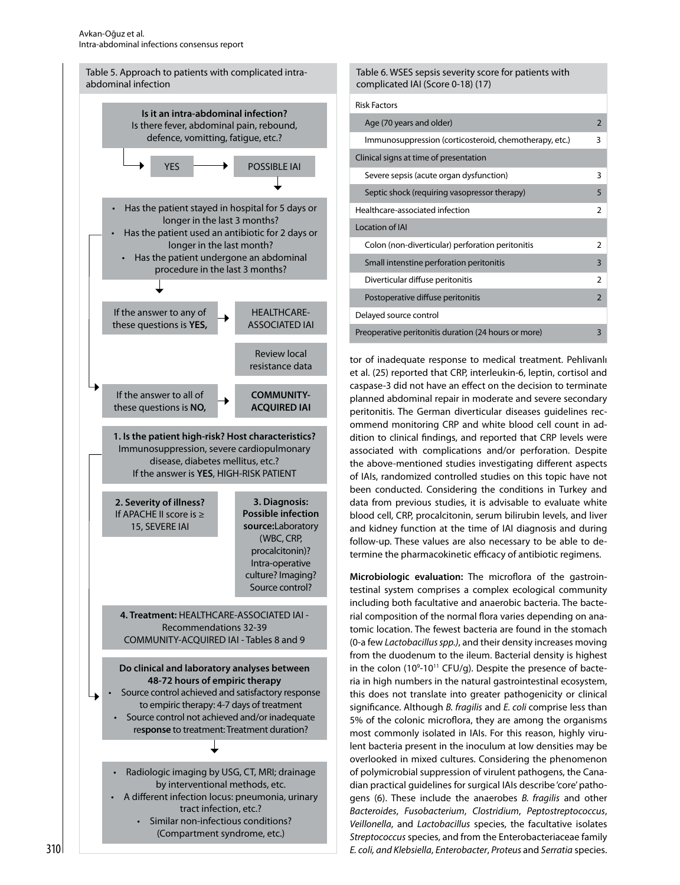Table 5. Approach to patients with complicated intra-abdominal infection

**Is it an intra-abdominal infection?**
Is there fever, abdominal pain, rebound, defence, vomitting, fatigue, etc.?

→ YES → POSSIBLE IAI

- Has the patient stayed in hospital for 5 days or longer in the last 3 months?
- Has the patient used an antibiotic for 2 days or longer in the last month?
- Has the patient undergone an abdominal procedure in the last 3 months?

If the answer to any of these questions is **YES,** → HEALTHCARE-ASSOCIATED IAI

Review local resistance data

If the answer to all of these questions is **NO,** → **COMMUNITY-ACQUIRED IAI**

**1. Is the patient high-risk? Host characteristics?**
Immunosuppression, severe cardiopulmonary disease, diabetes mellitus, etc.?
If the answer is **YES**, HIGH-RISK PATIENT

**2. Severity of illness?**
If APACHE II score is ≥ 15, SEVERE IAI

**3. Diagnosis: Possible infection source:** Laboratory (WBC, CRP, procalcitonin)? Intra-operative culture? Imaging? Source control?

**4. Treatment:** HEALTHCARE-ASSOCIATED IAI - Recommendations 32-39
COMMUNITY-ACQUIRED IAI - Tables 8 and 9

**Do clinical and laboratory analyses between 48-72 hours of empiric therapy**
- Source control achieved and satisfactory response to empiric therapy: 4-7 days of treatment
- Source control not achieved and/or inadequate re**sponse** to treatment: Treatment duration?

- Radiologic imaging by USG, CT, MRI; drainage by interventional methods, etc.
- A different infection locus: pneumonia, urinary tract infection, etc.?
- Similar non-infectious conditions? (Compartment syndrome, etc.)

Table 6. WSES sepsis severity score for patients with complicated IAI (Score 0-18) (17)

| Risk Factors | |
|---|---|
| Age (70 years and older) | 2 |
| Immunosuppression (corticosteroid, chemotherapy, etc.) | 3 |
| Clinical signs at time of presentation | |
| Severe sepsis (acute organ dysfunction) | 3 |
| Septic shock (requiring vasopressor therapy) | 5 |
| Healthcare-associated infection | 2 |
| Location of IAI | |
| Colon (non-diverticular) perforation peritonitis | 2 |
| Small intenstine perforation peritonitis | 3 |
| Diverticular diffuse peritonitis | 2 |
| Postoperative diffuse peritonitis | 2 |
| Delayed source control | |
| Preoperative peritonitis duration (24 hours or more) | 3 |

tor of inadequate response to medical treatment. Pehlivanlı et al. (25) reported that CRP, interleukin-6, leptin, cortisol and caspase-3 did not have an effect on the decision to terminate planned abdominal repair in moderate and severe secondary peritonitis. The German diverticular diseases guidelines recommend monitoring CRP and white blood cell count in addition to clinical findings, and reported that CRP levels were associated with complications and/or perforation. Despite the above-mentioned studies investigating different aspects of IAIs, randomized controlled studies on this topic have not been conducted. Considering the conditions in Turkey and data from previous studies, it is advisable to evaluate white blood cell, CRP, procalcitonin, serum bilirubin levels, and liver and kidney function at the time of IAI diagnosis and during follow-up. These values are also necessary to be able to determine the pharmacokinetic efficacy of antibiotic regimens.

**Microbiologic evaluation:** The microflora of the gastrointestinal system comprises a complex ecological community including both facultative and anaerobic bacteria. The bacterial composition of the normal flora varies depending on anatomic location. The fewest bacteria are found in the stomach (0-a few *Lactobacillus spp.)*, and their density increases moving from the duodenum to the ileum. Bacterial density is highest in the colon ($10^9$-$10^{11}$ CFU/g). Despite the presence of bacteria in high numbers in the natural gastrointestinal ecosystem, this does not translate into greater pathogenicity or clinical significance. Although *B. fragilis* and *E. coli* comprise less than 5% of the colonic microflora, they are among the organisms most commonly isolated in IAIs. For this reason, highly virulent bacteria present in the inoculum at low densities may be overlooked in mixed cultures. Considering the phenomenon of polymicrobial suppression of virulent pathogens, the Canadian practical guidelines for surgical IAIs describe 'core' pathogens (6). These include the anaerobes *B. fragilis* and other *Bacteroides*, *Fusobacterium*, *Clostridium*, *Peptostreptococcus*, *Veillonella*, and *Lactobacillus* species, the facultative isolates *Streptococcus* species, and from the Enterobacteriaceae family *E. coli, and Klebsiella*, *Enterobacter*, *Proteus* and *Serratia* species.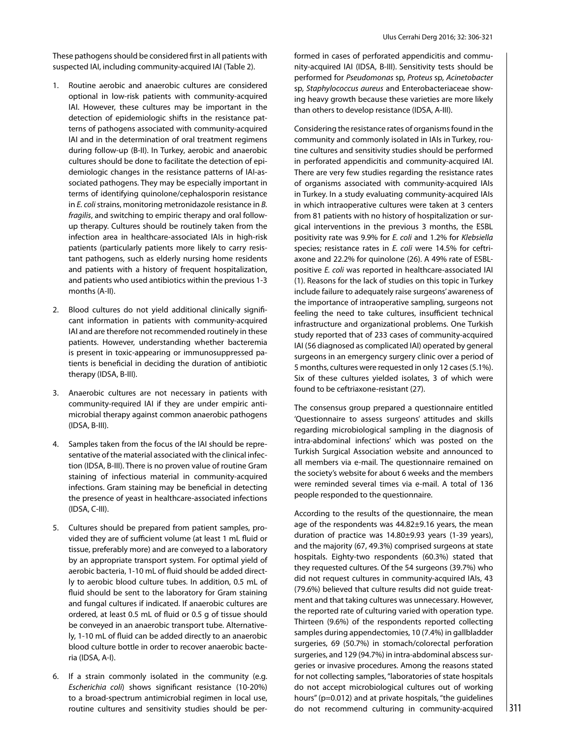These pathogens should be considered first in all patients with suspected IAI, including community-acquired IAI (Table 2).

1. Routine aerobic and anaerobic cultures are considered optional in low-risk patients with community-acquired IAI. However, these cultures may be important in the detection of epidemiologic shifts in the resistance patterns of pathogens associated with community-acquired IAI and in the determination of oral treatment regimens during follow-up (B-II). In Turkey, aerobic and anaerobic cultures should be done to facilitate the detection of epidemiologic changes in the resistance patterns of IAI-associated pathogens. They may be especially important in terms of identifying quinolone/cephalosporin resistance in *E. coli* strains, monitoring metronidazole resistance in *B. fragilis*, and switching to empiric therapy and oral follow-up therapy. Cultures should be routinely taken from the infection area in healthcare-associated IAIs in high-risk patients (particularly patients more likely to carry resistant pathogens, such as elderly nursing home residents and patients with a history of frequent hospitalization, and patients who used antibiotics within the previous 1-3 months (A-II).

2. Blood cultures do not yield additional clinically significant information in patients with community-acquired IAI and are therefore not recommended routinely in these patients. However, understanding whether bacteremia is present in toxic-appearing or immunosuppressed patients is beneficial in deciding the duration of antibiotic therapy (IDSA, B-III).

3. Anaerobic cultures are not necessary in patients with community-required IAI if they are under empiric antimicrobial therapy against common anaerobic pathogens (IDSA, B-III).

4. Samples taken from the focus of the IAI should be representative of the material associated with the clinical infection (IDSA, B-III). There is no proven value of routine Gram staining of infectious material in community-acquired infections. Gram staining may be beneficial in detecting the presence of yeast in healthcare-associated infections (IDSA, C-III).

5. Cultures should be prepared from patient samples, provided they are of sufficient volume (at least 1 mL fluid or tissue, preferably more) and are conveyed to a laboratory by an appropriate transport system. For optimal yield of aerobic bacteria, 1-10 mL of fluid should be added directly to aerobic blood culture tubes. In addition, 0.5 mL of fluid should be sent to the laboratory for Gram staining and fungal cultures if indicated. If anaerobic cultures are ordered, at least 0.5 mL of fluid or 0.5 g of tissue should be conveyed in an anaerobic transport tube. Alternatively, 1-10 mL of fluid can be added directly to an anaerobic blood culture bottle in order to recover anaerobic bacteria (IDSA, A-I).

6. If a strain commonly isolated in the community (e.g. *Escherichia coli*) shows significant resistance (10-20%) to a broad-spectrum antimicrobial regimen in local use, routine cultures and sensitivity studies should be performed in cases of perforated appendicitis and community-acquired IAI (IDSA, B-III). Sensitivity tests should be performed for *Pseudomonas* sp, *Proteus* sp, *Acinetobacter* sp, *Staphylococcus aureus* and Enterobacteriaceae showing heavy growth because these varieties are more likely than others to develop resistance (IDSA, A-III).

Considering the resistance rates of organisms found in the community and commonly isolated in IAIs in Turkey, routine cultures and sensitivity studies should be performed in perforated appendicitis and community-acquired IAI. There are very few studies regarding the resistance rates of organisms associated with community-acquired IAIs in Turkey. In a study evaluating community-acquired IAIs in which intraoperative cultures were taken at 3 centers from 81 patients with no history of hospitalization or surgical interventions in the previous 3 months, the ESBL positivity rate was 9.9% for *E. coli* and 1.2% for *Klebsiella* species; resistance rates in *E. coli* were 14.5% for ceftriaxone and 22.2% for quinolone (26). A 49% rate of ESBL-positive *E. coli* was reported in healthcare-associated IAI (1). Reasons for the lack of studies on this topic in Turkey include failure to adequately raise surgeons' awareness of the importance of intraoperative sampling, surgeons not feeling the need to take cultures, insufficient technical infrastructure and organizational problems. One Turkish study reported that of 233 cases of community-acquired IAI (56 diagnosed as complicated IAI) operated by general surgeons in an emergency surgery clinic over a period of 5 months, cultures were requested in only 12 cases (5.1%). Six of these cultures yielded isolates, 3 of which were found to be ceftriaxone-resistant (27).

The consensus group prepared a questionnaire entitled 'Questionnaire to assess surgeons' attitudes and skills regarding microbiological sampling in the diagnosis of intra-abdominal infections' which was posted on the Turkish Surgical Association website and announced to all members via e-mail. The questionnaire remained on the society's website for about 6 weeks and the members were reminded several times via e-mail. A total of 136 people responded to the questionnaire.

According to the results of the questionnaire, the mean age of the respondents was 44.82±9.16 years, the mean duration of practice was 14.80±9.93 years (1-39 years), and the majority (67, 49.3%) comprised surgeons at state hospitals. Eighty-two respondents (60.3%) stated that they requested cultures. Of the 54 surgeons (39.7%) who did not request cultures in community-acquired IAIs, 43 (79.6%) believed that culture results did not guide treatment and that taking cultures was unnecessary. However, the reported rate of culturing varied with operation type. Thirteen (9.6%) of the respondents reported collecting samples during appendectomies, 10 (7.4%) in gallbladder surgeries, 69 (50.7%) in stomach/colorectal perforation surgeries, and 129 (94.7%) in intra-abdominal abscess surgeries or invasive procedures. Among the reasons stated for not collecting samples, "laboratories of state hospitals do not accept microbiological cultures out of working hours" ($p=0.012$) and at private hospitals, "the guidelines do not recommend culturing in community-acquired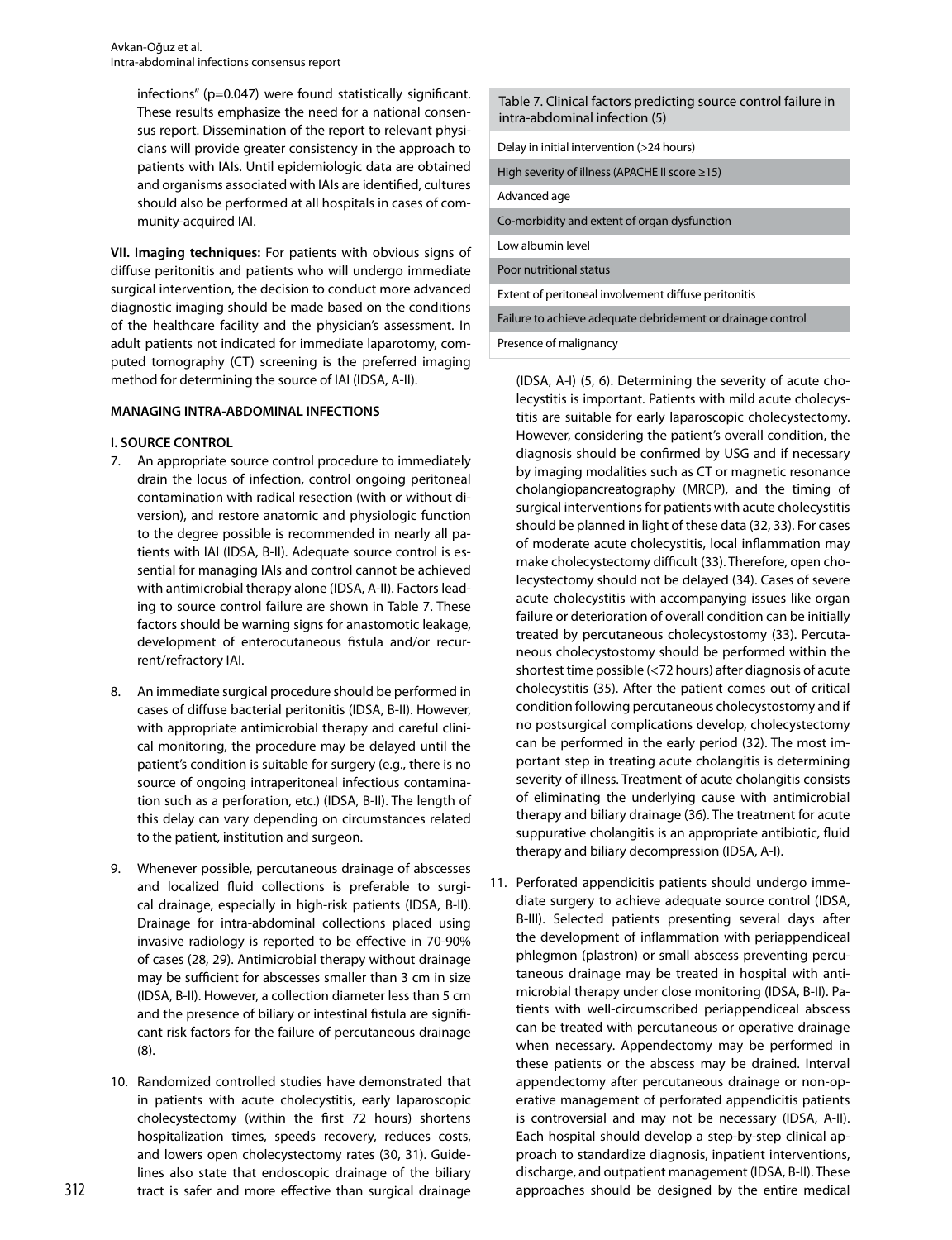infections" (p=0.047) were found statistically significant. These results emphasize the need for a national consensus report. Dissemination of the report to relevant physicians will provide greater consistency in the approach to patients with IAIs. Until epidemiologic data are obtained and organisms associated with IAIs are identified, cultures should also be performed at all hospitals in cases of community-acquired IAI.

**VII. Imaging techniques:** For patients with obvious signs of diffuse peritonitis and patients who will undergo immediate surgical intervention, the decision to conduct more advanced diagnostic imaging should be made based on the conditions of the healthcare facility and the physician's assessment. In adult patients not indicated for immediate laparotomy, computed tomography (CT) screening is the preferred imaging method for determining the source of IAI (IDSA, A-II).

## MANAGING INTRA-ABDOMINAL INFECTIONS

### I. SOURCE CONTROL

7. An appropriate source control procedure to immediately drain the locus of infection, control ongoing peritoneal contamination with radical resection (with or without diversion), and restore anatomic and physiologic function to the degree possible is recommended in nearly all patients with IAI (IDSA, B-II). Adequate source control is essential for managing IAIs and control cannot be achieved with antimicrobial therapy alone (IDSA, A-II). Factors leading to source control failure are shown in Table 7. These factors should be warning signs for anastomotic leakage, development of enterocutaneous fistula and/or recurrent/refractory IAI.

8. An immediate surgical procedure should be performed in cases of diffuse bacterial peritonitis (IDSA, B-II). However, with appropriate antimicrobial therapy and careful clinical monitoring, the procedure may be delayed until the patient's condition is suitable for surgery (e.g., there is no source of ongoing intraperitoneal infectious contamination such as a perforation, etc.) (IDSA, B-II). The length of this delay can vary depending on circumstances related to the patient, institution and surgeon.

9. Whenever possible, percutaneous drainage of abscesses and localized fluid collections is preferable to surgical drainage, especially in high-risk patients (IDSA, B-II). Drainage for intra-abdominal collections placed using invasive radiology is reported to be effective in 70-90% of cases (28, 29). Antimicrobial therapy without drainage may be sufficient for abscesses smaller than 3 cm in size (IDSA, B-II). However, a collection diameter less than 5 cm and the presence of biliary or intestinal fistula are significant risk factors for the failure of percutaneous drainage (8).

10. Randomized controlled studies have demonstrated that in patients with acute cholecystitis, early laparoscopic cholecystectomy (within the first 72 hours) shortens hospitalization times, speeds recovery, reduces costs, and lowers open cholecystectomy rates (30, 31). Guidelines also state that endoscopic drainage of the biliary tract is safer and more effective than surgical drainage (IDSA, A-I) (5, 6). Determining the severity of acute cholecystitis is important. Patients with mild acute cholecystitis are suitable for early laparoscopic cholecystectomy. However, considering the patient's overall condition, the diagnosis should be confirmed by USG and if necessary by imaging modalities such as CT or magnetic resonance cholangiopancreatography (MRCP), and the timing of surgical interventions for patients with acute cholecystitis should be planned in light of these data (32, 33). For cases of moderate acute cholecystitis, local inflammation may make cholecystectomy difficult (33). Therefore, open cholecystectomy should not be delayed (34). Cases of severe acute cholecystitis with accompanying issues like organ failure or deterioration of overall condition can be initially treated by percutaneous cholecystostomy (33). Percutaneous cholecystostomy should be performed within the shortest time possible (<72 hours) after diagnosis of acute cholecystitis (35). After the patient comes out of critical condition following percutaneous cholecystostomy and if no postsurgical complications develop, cholecystectomy can be performed in the early period (32). The most important step in treating acute cholangitis is determining severity of illness. Treatment of acute cholangitis consists of eliminating the underlying cause with antimicrobial therapy and biliary drainage (36). The treatment for acute suppurative cholangitis is an appropriate antibiotic, fluid therapy and biliary decompression (IDSA, A-I).

11. Perforated appendicitis patients should undergo immediate surgery to achieve adequate source control (IDSA, B-III). Selected patients presenting several days after the development of inflammation with periappendiceal phlegmon (plastron) or small abscess preventing percutaneous drainage may be treated in hospital with antimicrobial therapy under close monitoring (IDSA, B-II). Patients with well-circumscribed periappendiceal abscess can be treated with percutaneous or operative drainage when necessary. Appendectomy may be performed in these patients or the abscess may be drained. Interval appendectomy after percutaneous drainage or non-operative management of perforated appendicitis patients is controversial and may not be necessary (IDSA, A-II). Each hospital should develop a step-by-step clinical approach to standardize diagnosis, inpatient interventions, discharge, and outpatient management (IDSA, B-II). These approaches should be designed by the entire medical

| Table 7. Clinical factors predicting source control failure in intra-abdominal infection (5) |
|---|
| Delay in initial intervention (>24 hours) |
| High severity of illness (APACHE II score ≥15) |
| Advanced age |
| Co-morbidity and extent of organ dysfunction |
| Low albumin level |
| Poor nutritional status |
| Extent of peritoneal involvement diffuse peritonitis |
| Failure to achieve adequate debridement or drainage control |
| Presence of malignancy |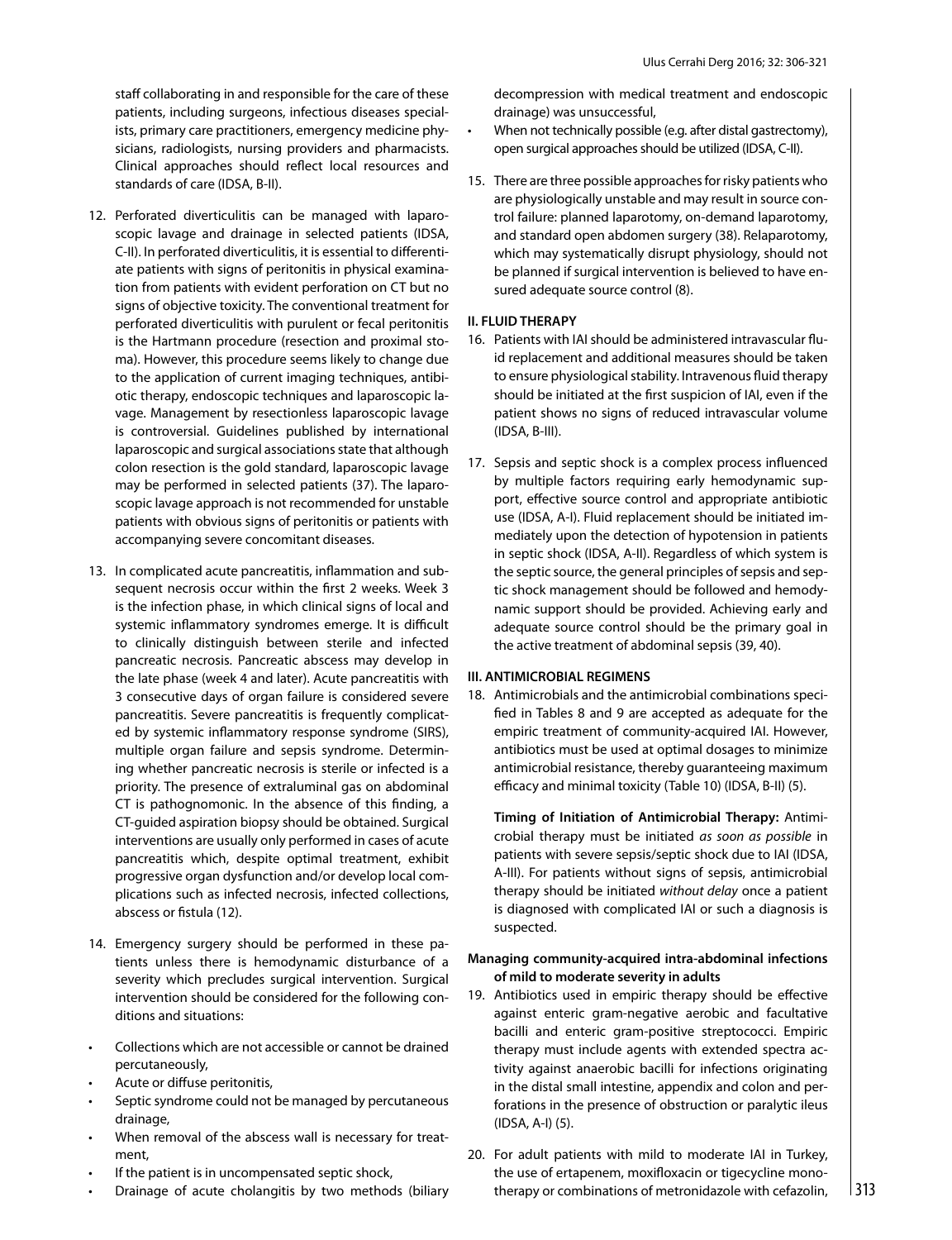staff collaborating in and responsible for the care of these patients, including surgeons, infectious diseases specialists, primary care practitioners, emergency medicine physicians, radiologists, nursing providers and pharmacists. Clinical approaches should reflect local resources and standards of care (IDSA, B-II).

12. Perforated diverticulitis can be managed with laparoscopic lavage and drainage in selected patients (IDSA, C-II). In perforated diverticulitis, it is essential to differentiate patients with signs of peritonitis in physical examination from patients with evident perforation on CT but no signs of objective toxicity. The conventional treatment for perforated diverticulitis with purulent or fecal peritonitis is the Hartmann procedure (resection and proximal stoma). However, this procedure seems likely to change due to the application of current imaging techniques, antibiotic therapy, endoscopic techniques and laparoscopic lavage. Management by resectionless laparoscopic lavage is controversial. Guidelines published by international laparoscopic and surgical associations state that although colon resection is the gold standard, laparoscopic lavage may be performed in selected patients (37). The laparoscopic lavage approach is not recommended for unstable patients with obvious signs of peritonitis or patients with accompanying severe concomitant diseases.

13. In complicated acute pancreatitis, inflammation and subsequent necrosis occur within the first 2 weeks. Week 3 is the infection phase, in which clinical signs of local and systemic inflammatory syndromes emerge. It is difficult to clinically distinguish between sterile and infected pancreatic necrosis. Pancreatic abscess may develop in the late phase (week 4 and later). Acute pancreatitis with 3 consecutive days of organ failure is considered severe pancreatitis. Severe pancreatitis is frequently complicated by systemic inflammatory response syndrome (SIRS), multiple organ failure and sepsis syndrome. Determining whether pancreatic necrosis is sterile or infected is a priority. The presence of extraluminal gas on abdominal CT is pathognomonic. In the absence of this finding, a CT-guided aspiration biopsy should be obtained. Surgical interventions are usually only performed in cases of acute pancreatitis which, despite optimal treatment, exhibit progressive organ dysfunction and/or develop local complications such as infected necrosis, infected collections, abscess or fistula (12).

14. Emergency surgery should be performed in these patients unless there is hemodynamic disturbance of a severity which precludes surgical intervention. Surgical intervention should be considered for the following conditions and situations:

- Collections which are not accessible or cannot be drained percutaneously,
- Acute or diffuse peritonitis,
- Septic syndrome could not be managed by percutaneous drainage,
- When removal of the abscess wall is necessary for treatment,
- If the patient is in uncompensated septic shock,
- Drainage of acute cholangitis by two methods (biliary decompression with medical treatment and endoscopic drainage) was unsuccessful,
- When not technically possible (e.g. after distal gastrectomy), open surgical approaches should be utilized (IDSA, C-II).

15. There are three possible approaches for risky patients who are physiologically unstable and may result in source control failure: planned laparotomy, on-demand laparotomy, and standard open abdomen surgery (38). Relaparotomy, which may systematically disrupt physiology, should not be planned if surgical intervention is believed to have ensured adequate source control (8).

### II. FLUID THERAPY

16. Patients with IAI should be administered intravascular fluid replacement and additional measures should be taken to ensure physiological stability. Intravenous fluid therapy should be initiated at the first suspicion of IAI, even if the patient shows no signs of reduced intravascular volume (IDSA, B-III).

17. Sepsis and septic shock is a complex process influenced by multiple factors requiring early hemodynamic support, effective source control and appropriate antibiotic use (IDSA, A-I). Fluid replacement should be initiated immediately upon the detection of hypotension in patients in septic shock (IDSA, A-II). Regardless of which system is the septic source, the general principles of sepsis and septic shock management should be followed and hemodynamic support should be provided. Achieving early and adequate source control should be the primary goal in the active treatment of abdominal sepsis (39, 40).

### III. ANTIMICROBIAL REGIMENS

18. Antimicrobials and the antimicrobial combinations specified in Tables 8 and 9 are accepted as adequate for the empiric treatment of community-acquired IAI. However, antibiotics must be used at optimal dosages to minimize antimicrobial resistance, thereby guaranteeing maximum efficacy and minimal toxicity (Table 10) (IDSA, B-II) (5).

**Timing of Initiation of Antimicrobial Therapy:** Antimicrobial therapy must be initiated *as soon as possible* in patients with severe sepsis/septic shock due to IAI (IDSA, A-III). For patients without signs of sepsis, antimicrobial therapy should be initiated *without delay* once a patient is diagnosed with complicated IAI or such a diagnosis is suspected.

#### Managing community-acquired intra-abdominal infections of mild to moderate severity in adults

19. Antibiotics used in empiric therapy should be effective against enteric gram-negative aerobic and facultative bacilli and enteric gram-positive streptococci. Empiric therapy must include agents with extended spectra activity against anaerobic bacilli for infections originating in the distal small intestine, appendix and colon and perforations in the presence of obstruction or paralytic ileus (IDSA, A-I) (5).

20. For adult patients with mild to moderate IAI in Turkey, the use of ertapenem, moxifloxacin or tigecycline monotherapy or combinations of metronidazole with cefazolin,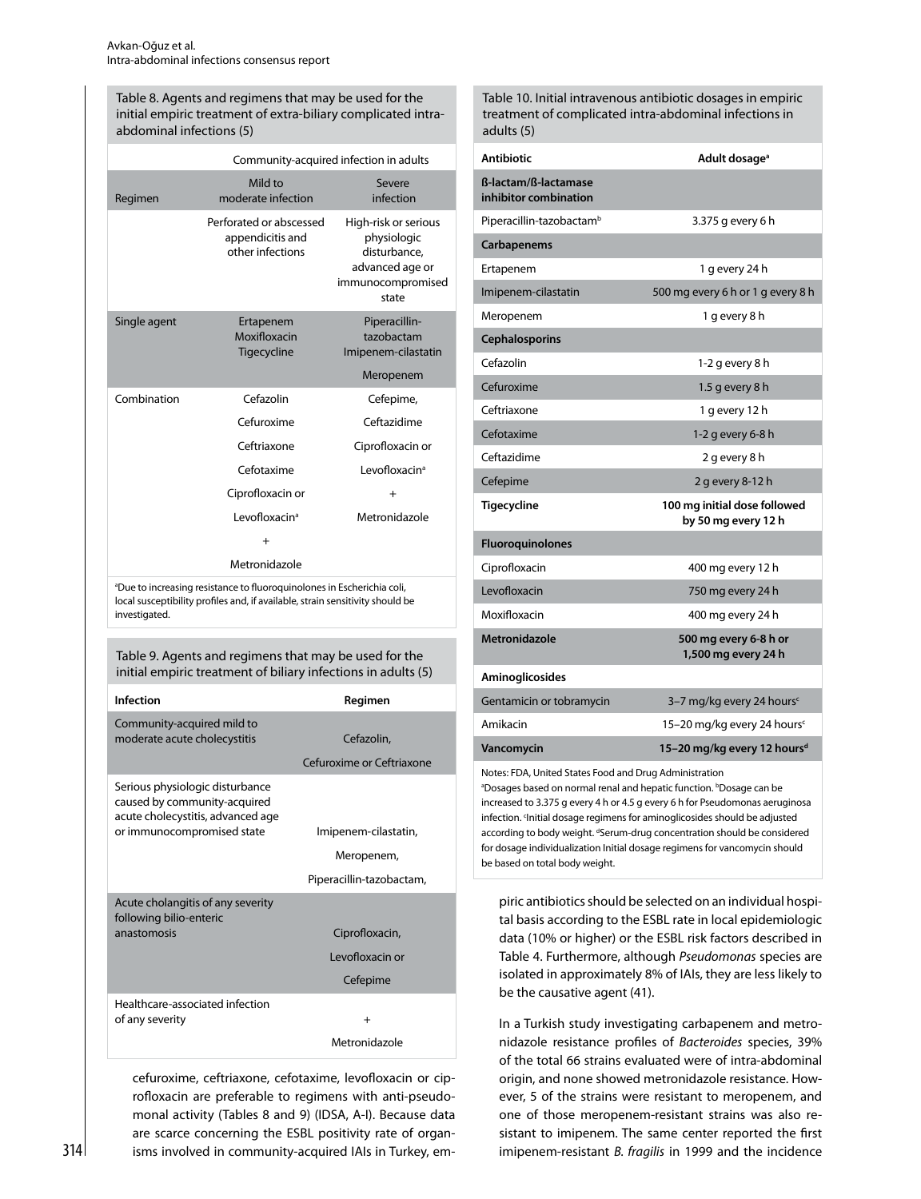Table 8. Agents and regimens that may be used for the initial empiric treatment of extra-biliary complicated intra-abdominal infections (5)

| | Community-acquired infection in adults | |
|---|---|---|
| Regimen | Mild to moderate infection | Severe infection |
| | Perforated or abscessed appendicitis and other infections | High-risk or serious physiologic disturbance, advanced age or immunocompromised state |
| Single agent | Ertapenem<br>Moxifloxacin<br>Tigecycline | Piperacillin-tazobactam<br>Imipenem-cilastatin<br>Meropenem |
| Combination | Cefazolin<br>Cefuroxime<br>Ceftriaxone<br>Cefotaxime<br>Ciprofloxacin or<br>Levofloxacin[a]<br>+<br>Metronidazole | Cefepime,<br>Ceftazidime<br>Ciprofloxacin or<br>Levofloxacin[a]<br>+<br>Metronidazole |

[a]Due to increasing resistance to fluoroquinolones in Escherichia coli, local susceptibility profiles and, if available, strain sensitivity should be investigated.

Table 9. Agents and regimens that may be used for the initial empiric treatment of biliary infections in adults (5)

| Infection | Regimen |
|---|---|
| Community-acquired mild to moderate acute cholecystitis | Cefazolin,<br>Cefuroxime or Ceftriaxone |
| Serious physiologic disturbance caused by community-acquired acute cholecystitis, advanced age or immunocompromised state | Imipenem-cilastatin,<br>Meropenem,<br>Piperacillin-tazobactam, |
| Acute cholangitis of any severity following bilio-enteric anastomosis | Ciprofloxacin,<br>Levofloxacin or<br>Cefepime |
| Healthcare-associated infection of any severity | +<br>Metronidazole |

cefuroxime, ceftriaxone, cefotaxime, levofloxacin or ciprofloxacin are preferable to regimens with anti-pseudomonal activity (Tables 8 and 9) (IDSA, A-I). Because data are scarce concerning the ESBL positivity rate of organisms involved in community-acquired IAIs in Turkey, empiric antibiotics should be selected on an individual hospital basis according to the ESBL rate in local epidemiologic data (10% or higher) or the ESBL risk factors described in Table 4. Furthermore, although *Pseudomonas* species are isolated in approximately 8% of IAIs, they are less likely to be the causative agent (41).

Table 10. Initial intravenous antibiotic dosages in empiric treatment of complicated intra-abdominal infections in adults (5)

| Antibiotic | Adult dosage[a] |
|---|---|
| **ß-lactam/ß-lactamase inhibitor combination** | |
| Piperacillin-tazobactam[b] | 3.375 g every 6 h |
| **Carbapenems** | |
| Ertapenem | 1 g every 24 h |
| Imipenem-cilastatin | 500 mg every 6 h or 1 g every 8 h |
| Meropenem | 1 g every 8 h |
| **Cephalosporins** | |
| Cefazolin | 1-2 g every 8 h |
| Cefuroxime | 1.5 g every 8 h |
| Ceftriaxone | 1 g every 12 h |
| Cefotaxime | 1-2 g every 6-8 h |
| Ceftazidime | 2 g every 8 h |
| Cefepime | 2 g every 8-12 h |
| **Tigecycline** | **100 mg initial dose followed by 50 mg every 12 h** |
| **Fluoroquinolones** | |
| Ciprofloxacin | 400 mg every 12 h |
| Levofloxacin | 750 mg every 24 h |
| Moxifloxacin | 400 mg every 24 h |
| **Metronidazole** | **500 mg every 6-8 h or 1,500 mg every 24 h** |
| **Aminoglicosides** | |
| Gentamicin or tobramycin | 3–7 mg/kg every 24 hours[c] |
| Amikacin | 15–20 mg/kg every 24 hours[c] |
| **Vancomycin** | **15–20 mg/kg every 12 hours[d]** |

Notes: FDA, United States Food and Drug Administration
[a]Dosages based on normal renal and hepatic function. [b]Dosage can be increased to 3.375 g every 4 h or 4.5 g every 6 h for Pseudomonas aeruginosa infection. [c]Initial dosage regimens for aminoglicosides should be adjusted according to body weight. [d]Serum-drug concentration should be considered for dosage individualization Initial dosage regimens for vancomycin should be based on total body weight.

In a Turkish study investigating carbapenem and metronidazole resistance profiles of *Bacteroides* species, 39% of the total 66 strains evaluated were of intra-abdominal origin, and none showed metronidazole resistance. However, 5 of the strains were resistant to meropenem, and one of those meropenem-resistant strains was also resistant to imipenem. The same center reported the first imipenem-resistant *B. fragilis* in 1999 and the incidence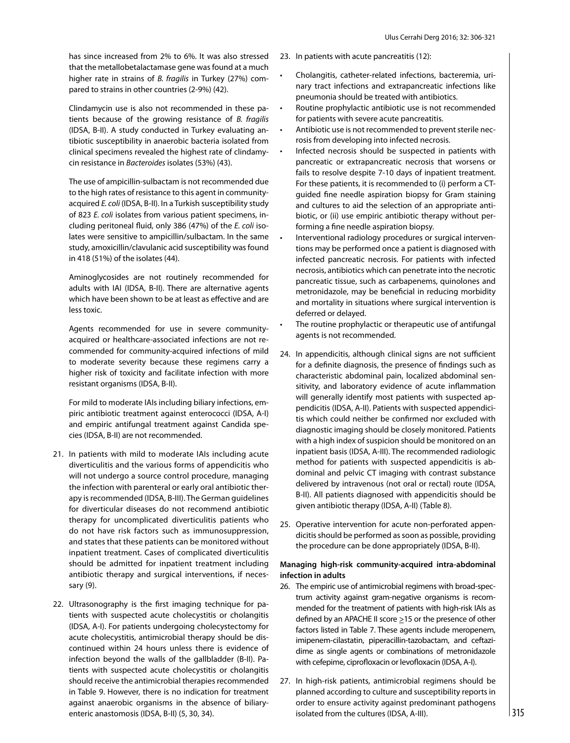has since increased from 2% to 6%. It was also stressed that the metallobetalactamase gene was found at a much higher rate in strains of *B. fragilis* in Turkey (27%) compared to strains in other countries (2-9%) (42).

Clindamycin use is also not recommended in these patients because of the growing resistance of *B. fragilis* (IDSA, B-II). A study conducted in Turkey evaluating antibiotic susceptibility in anaerobic bacteria isolated from clinical specimens revealed the highest rate of clindamycin resistance in *Bacteroides* isolates (53%) (43).

The use of ampicillin-sulbactam is not recommended due to the high rates of resistance to this agent in community-acquired *E. coli* (IDSA, B-II). In a Turkish susceptibility study of 823 *E. coli* isolates from various patient specimens, including peritoneal fluid, only 386 (47%) of the *E. coli* isolates were sensitive to ampicillin/sulbactam. In the same study, amoxicillin/clavulanic acid susceptibility was found in 418 (51%) of the isolates (44).

Aminoglycosides are not routinely recommended for adults with IAI (IDSA, B-II). There are alternative agents which have been shown to be at least as effective and are less toxic.

Agents recommended for use in severe community-acquired or healthcare-associated infections are not recommended for community-acquired infections of mild to moderate severity because these regimens carry a higher risk of toxicity and facilitate infection with more resistant organisms (IDSA, B-II).

For mild to moderate IAIs including biliary infections, empiric antibiotic treatment against enterococci (IDSA, A-I) and empiric antifungal treatment against Candida species (IDSA, B-II) are not recommended.

21. In patients with mild to moderate IAIs including acute diverticulitis and the various forms of appendicitis who will not undergo a source control procedure, managing the infection with parenteral or early oral antibiotic therapy is recommended (IDSA, B-III). The German guidelines for diverticular diseases do not recommend antibiotic therapy for uncomplicated diverticulitis patients who do not have risk factors such as immunosuppression, and states that these patients can be monitored without inpatient treatment. Cases of complicated diverticulitis should be admitted for inpatient treatment including antibiotic therapy and surgical interventions, if necessary (9).

22. Ultrasonography is the first imaging technique for patients with suspected acute cholecystitis or cholangitis (IDSA, A-I). For patients undergoing cholecystectomy for acute cholecystitis, antimicrobial therapy should be discontinued within 24 hours unless there is evidence of infection beyond the walls of the gallbladder (B-II). Patients with suspected acute cholecystitis or cholangitis should receive the antimicrobial therapies recommended in Table 9. However, there is no indication for treatment against anaerobic organisms in the absence of biliary-enteric anastomosis (IDSA, B-II) (5, 30, 34).

23. In patients with acute pancreatitis (12):

- Cholangitis, catheter-related infections, bacteremia, urinary tract infections and extrapancreatic infections like pneumonia should be treated with antibiotics.
- Routine prophylactic antibiotic use is not recommended for patients with severe acute pancreatitis.
- Antibiotic use is not recommended to prevent sterile necrosis from developing into infected necrosis.
- Infected necrosis should be suspected in patients with pancreatic or extrapancreatic necrosis that worsens or fails to resolve despite 7-10 days of inpatient treatment. For these patients, it is recommended to (i) perform a CT-guided fine needle aspiration biopsy for Gram staining and cultures to aid the selection of an appropriate antibiotic, or (ii) use empiric antibiotic therapy without performing a fine needle aspiration biopsy.
- Interventional radiology procedures or surgical interventions may be performed once a patient is diagnosed with infected pancreatic necrosis. For patients with infected necrosis, antibiotics which can penetrate into the necrotic pancreatic tissue, such as carbapenems, quinolones and metronidazole, may be beneficial in reducing morbidity and mortality in situations where surgical intervention is deferred or delayed.
- The routine prophylactic or therapeutic use of antifungal agents is not recommended.

24. In appendicitis, although clinical signs are not sufficient for a definite diagnosis, the presence of findings such as characteristic abdominal pain, localized abdominal sensitivity, and laboratory evidence of acute inflammation will generally identify most patients with suspected appendicitis (IDSA, A-II). Patients with suspected appendicitis which could neither be confirmed nor excluded with diagnostic imaging should be closely monitored. Patients with a high index of suspicion should be monitored on an inpatient basis (IDSA, A-III). The recommended radiologic method for patients with suspected appendicitis is abdominal and pelvic CT imaging with contrast substance delivered by intravenous (not oral or rectal) route (IDSA, B-II). All patients diagnosed with appendicitis should be given antibiotic therapy (IDSA, A-II) (Table 8).

25. Operative intervention for acute non-perforated appendicitis should be performed as soon as possible, providing the procedure can be done appropriately (IDSA, B-II).

**Managing high-risk community-acquired intra-abdominal infection in adults**

26. The empiric use of antimicrobial regimens with broad-spectrum activity against gram-negative organisms is recommended for the treatment of patients with high-risk IAIs as defined by an APACHE II score $\geq$15 or the presence of other factors listed in Table 7. These agents include meropenem, imipenem-cilastatin, piperacillin-tazobactam, and ceftazidime as single agents or combinations of metronidazole with cefepime, ciprofloxacin or levofloxacin (IDSA, A-I).

27. In high-risk patients, antimicrobial regimens should be planned according to culture and susceptibility reports in order to ensure activity against predominant pathogens isolated from the cultures (IDSA, A-III).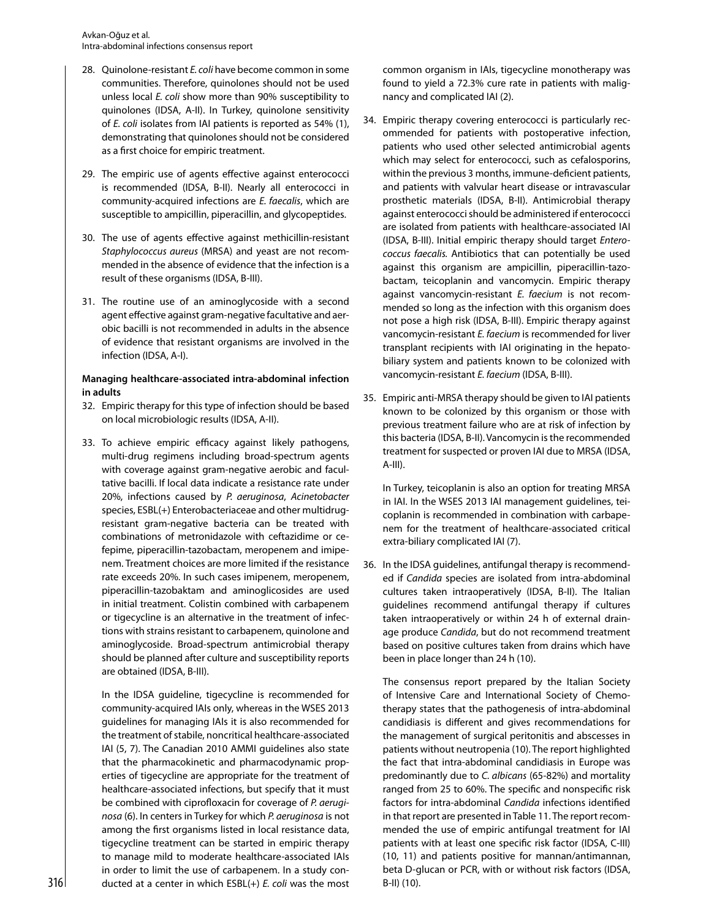28. Quinolone-resistant *E. coli* have become common in some communities. Therefore, quinolones should not be used unless local *E. coli* show more than 90% susceptibility to quinolones (IDSA, A-II). In Turkey, quinolone sensitivity of *E. coli* isolates from IAI patients is reported as 54% (1), demonstrating that quinolones should not be considered as a first choice for empiric treatment.

29. The empiric use of agents effective against enterococci is recommended (IDSA, B-II). Nearly all enterococci in community-acquired infections are *E. faecalis*, which are susceptible to ampicillin, piperacillin, and glycopeptides.

30. The use of agents effective against methicillin-resistant *Staphylococcus aureus* (MRSA) and yeast are not recommended in the absence of evidence that the infection is a result of these organisms (IDSA, B-III).

31. The routine use of an aminoglycoside with a second agent effective against gram-negative facultative and aerobic bacilli is not recommended in adults in the absence of evidence that resistant organisms are involved in the infection (IDSA, A-I).

**Managing healthcare-associated intra-abdominal infection in adults**

32. Empiric therapy for this type of infection should be based on local microbiologic results (IDSA, A-II).

33. To achieve empiric efficacy against likely pathogens, multi-drug regimens including broad-spectrum agents with coverage against gram-negative aerobic and facultative bacilli. If local data indicate a resistance rate under 20%, infections caused by *P. aeruginosa*, *Acinetobacter* species, ESBL(+) Enterobacteriaceae and other multidrug-resistant gram-negative bacteria can be treated with combinations of metronidazole with ceftazidime or cefepime, piperacillin-tazobactam, meropenem and imipenem. Treatment choices are more limited if the resistance rate exceeds 20%. In such cases imipenem, meropenem, piperacillin-tazobaktam and aminoglicosides are used in initial treatment. Colistin combined with carbapenem or tigecycline is an alternative in the treatment of infections with strains resistant to carbapenem, quinolone and aminoglycoside. Broad-spectrum antimicrobial therapy should be planned after culture and susceptibility reports are obtained (IDSA, B-III).

    In the IDSA guideline, tigecycline is recommended for community-acquired IAIs only, whereas in the WSES 2013 guidelines for managing IAIs it is also recommended for the treatment of stabile, noncritical healthcare-associated IAI (5, 7). The Canadian 2010 AMMI guidelines also state that the pharmacokinetic and pharmacodynamic properties of tigecycline are appropriate for the treatment of healthcare-associated infections, but specify that it must be combined with ciprofloxacin for coverage of *P. aeruginosa* (6). In centers in Turkey for which *P. aeruginosa* is not among the first organisms listed in local resistance data, tigecycline treatment can be started in empiric therapy to manage mild to moderate healthcare-associated IAIs in order to limit the use of carbapenem. In a study conducted at a center in which ESBL(+) *E. coli* was the most common organism in IAIs, tigecycline monotherapy was found to yield a 72.3% cure rate in patients with malignancy and complicated IAI (2).

34. Empiric therapy covering enterococci is particularly recommended for patients with postoperative infection, patients who used other selected antimicrobial agents which may select for enterococci, such as cefalosporins, within the previous 3 months, immune-deficient patients, and patients with valvular heart disease or intravascular prosthetic materials (IDSA, B-II). Antimicrobial therapy against enterococci should be administered if enterococci are isolated from patients with healthcare-associated IAI (IDSA, B-III). Initial empiric therapy should target *Enterococcus faecalis.* Antibiotics that can potentially be used against this organism are ampicillin, piperacillin-tazobactam, teicoplanin and vancomycin. Empiric therapy against vancomycin-resistant *E. faecium* is not recommended so long as the infection with this organism does not pose a high risk (IDSA, B-III). Empiric therapy against vancomycin-resistant *E. faecium* is recommended for liver transplant recipients with IAI originating in the hepatobiliary system and patients known to be colonized with vancomycin-resistant *E. faecium* (IDSA, B-III).

35. Empiric anti-MRSA therapy should be given to IAI patients known to be colonized by this organism or those with previous treatment failure who are at risk of infection by this bacteria (IDSA, B-II). Vancomycin is the recommended treatment for suspected or proven IAI due to MRSA (IDSA, A-III).

    In Turkey, teicoplanin is also an option for treating MRSA in IAI. In the WSES 2013 IAI management guidelines, teicoplanin is recommended in combination with carbapenem for the treatment of healthcare-associated critical extra-biliary complicated IAI (7).

36. In the IDSA guidelines, antifungal therapy is recommended if *Candida* species are isolated from intra-abdominal cultures taken intraoperatively (IDSA, B-II). The Italian guidelines recommend antifungal therapy if cultures taken intraoperatively or within 24 h of external drainage produce *Candida*, but do not recommend treatment based on positive cultures taken from drains which have been in place longer than 24 h (10).

    The consensus report prepared by the Italian Society of Intensive Care and International Society of Chemotherapy states that the pathogenesis of intra-abdominal candidiasis is different and gives recommendations for the management of surgical peritonitis and abscesses in patients without neutropenia (10). The report highlighted the fact that intra-abdominal candidiasis in Europe was predominantly due to *C. albicans* (65-82%) and mortality ranged from 25 to 60%. The specific and nonspecific risk factors for intra-abdominal *Candida* infections identified in that report are presented in Table 11. The report recommended the use of empiric antifungal treatment for IAI patients with at least one specific risk factor (IDSA, C-III) (10, 11) and patients positive for mannan/antimannan, beta D-glucan or PCR, with or without risk factors (IDSA, B-II) (10).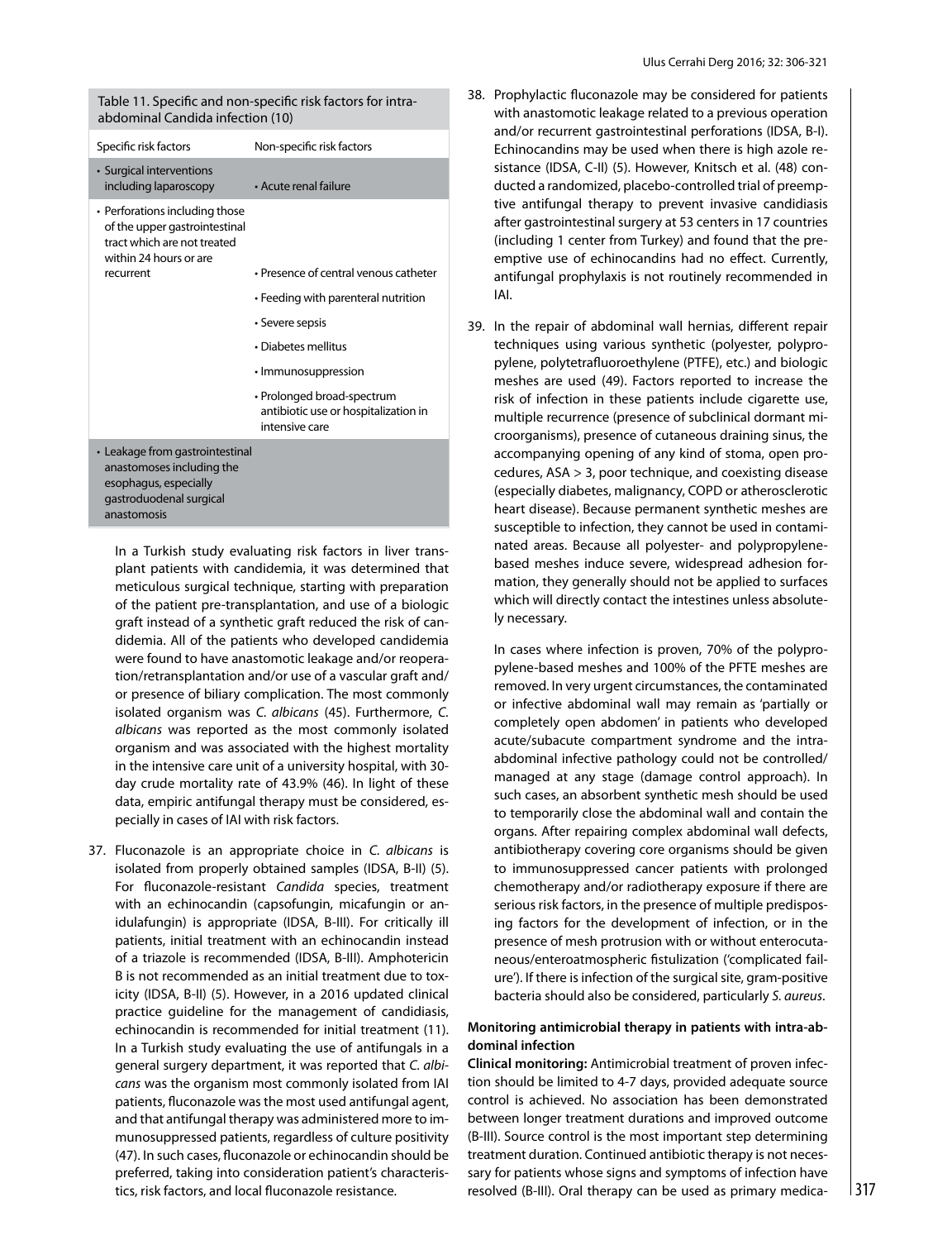Table 11. Specific and non-specific risk factors for intra-abdominal Candida infection (10)

| Specific risk factors | Non-specific risk factors |
|---|---|
| • Surgical interventions including laparoscopy | • Acute renal failure |
| • Perforations including those of the upper gastrointestinal tract which are not treated within 24 hours or are recurrent | • Presence of central venous catheter |
| | • Feeding with parenteral nutrition |
| | • Severe sepsis |
| | • Diabetes mellitus |
| | • Immunosuppression |
| | • Prolonged broad-spectrum antibiotic use or hospitalization in intensive care |
| • Leakage from gastrointestinal anastomoses including the esophagus, especially gastroduodenal surgical anastomosis | |

In a Turkish study evaluating risk factors in liver transplant patients with candidemia, it was determined that meticulous surgical technique, starting with preparation of the patient pre-transplantation, and use of a biologic graft instead of a synthetic graft reduced the risk of candidemia. All of the patients who developed candidemia were found to have anastomotic leakage and/or reoperation/retransplantation and/or use of a vascular graft and/or presence of biliary complication. The most commonly isolated organism was *C. albicans* (45). Furthermore, *C. albicans* was reported as the most commonly isolated organism and was associated with the highest mortality in the intensive care unit of a university hospital, with 30-day crude mortality rate of 43.9% (46). In light of these data, empiric antifungal therapy must be considered, especially in cases of IAI with risk factors.

37. Fluconazole is an appropriate choice in *C. albicans* is isolated from properly obtained samples (IDSA, B-II) (5). For fluconazole-resistant *Candida* species, treatment with an echinocandin (capsofungin, micafungin or anidulafungin) is appropriate (IDSA, B-III). For critically ill patients, initial treatment with an echinocandin instead of a triazole is recommended (IDSA, B-III). Amphotericin B is not recommended as an initial treatment due to toxicity (IDSA, B-II) (5). However, in a 2016 updated clinical practice guideline for the management of candidiasis, echinocandin is recommended for initial treatment (11). In a Turkish study evaluating the use of antifungals in a general surgery department, it was reported that *C. albicans* was the organism most commonly isolated from IAI patients, fluconazole was the most used antifungal agent, and that antifungal therapy was administered more to immunosuppressed patients, regardless of culture positivity (47). In such cases, fluconazole or echinocandin should be preferred, taking into consideration patient's characteristics, risk factors, and local fluconazole resistance.

38. Prophylactic fluconazole may be considered for patients with anastomotic leakage related to a previous operation and/or recurrent gastrointestinal perforations (IDSA, B-I). Echinocandins may be used when there is high azole resistance (IDSA, C-II) (5). However, Knitsch et al. (48) conducted a randomized, placebo-controlled trial of preemptive antifungal therapy to prevent invasive candidiasis after gastrointestinal surgery at 53 centers in 17 countries (including 1 center from Turkey) and found that the preemptive use of echinocandins had no effect. Currently, antifungal prophylaxis is not routinely recommended in IAI.

39. In the repair of abdominal wall hernias, different repair techniques using various synthetic (polyester, polypropylene, polytetrafluoroethylene (PTFE), etc.) and biologic meshes are used (49). Factors reported to increase the risk of infection in these patients include cigarette use, multiple recurrence (presence of subclinical dormant microorganisms), presence of cutaneous draining sinus, the accompanying opening of any kind of stoma, open procedures, ASA > 3, poor technique, and coexisting disease (especially diabetes, malignancy, COPD or atherosclerotic heart disease). Because permanent synthetic meshes are susceptible to infection, they cannot be used in contaminated areas. Because all polyester- and polypropylene-based meshes induce severe, widespread adhesion formation, they generally should not be applied to surfaces which will directly contact the intestines unless absolutely necessary.

    In cases where infection is proven, 70% of the polypropylene-based meshes and 100% of the PFTE meshes are removed. In very urgent circumstances, the contaminated or infective abdominal wall may remain as 'partially or completely open abdomen' in patients who developed acute/subacute compartment syndrome and the intra-abdominal infective pathology could not be controlled/managed at any stage (damage control approach). In such cases, an absorbent synthetic mesh should be used to temporarily close the abdominal wall and contain the organs. After repairing complex abdominal wall defects, antibiotherapy covering core organisms should be given to immunosuppressed cancer patients with prolonged chemotherapy and/or radiotherapy exposure if there are serious risk factors, in the presence of multiple predisposing factors for the development of infection, or in the presence of mesh protrusion with or without enterocutaneous/enteroatmospheric fistulization ('complicated failure'). If there is infection of the surgical site, gram-positive bacteria should also be considered, particularly *S. aureus*.

**Monitoring antimicrobial therapy in patients with intra-abdominal infection**

**Clinical monitoring:** Antimicrobial treatment of proven infection should be limited to 4-7 days, provided adequate source control is achieved. No association has been demonstrated between longer treatment durations and improved outcome (B-III). Source control is the most important step determining treatment duration. Continued antibiotic therapy is not necessary for patients whose signs and symptoms of infection have resolved (B-III). Oral therapy can be used as primary medica-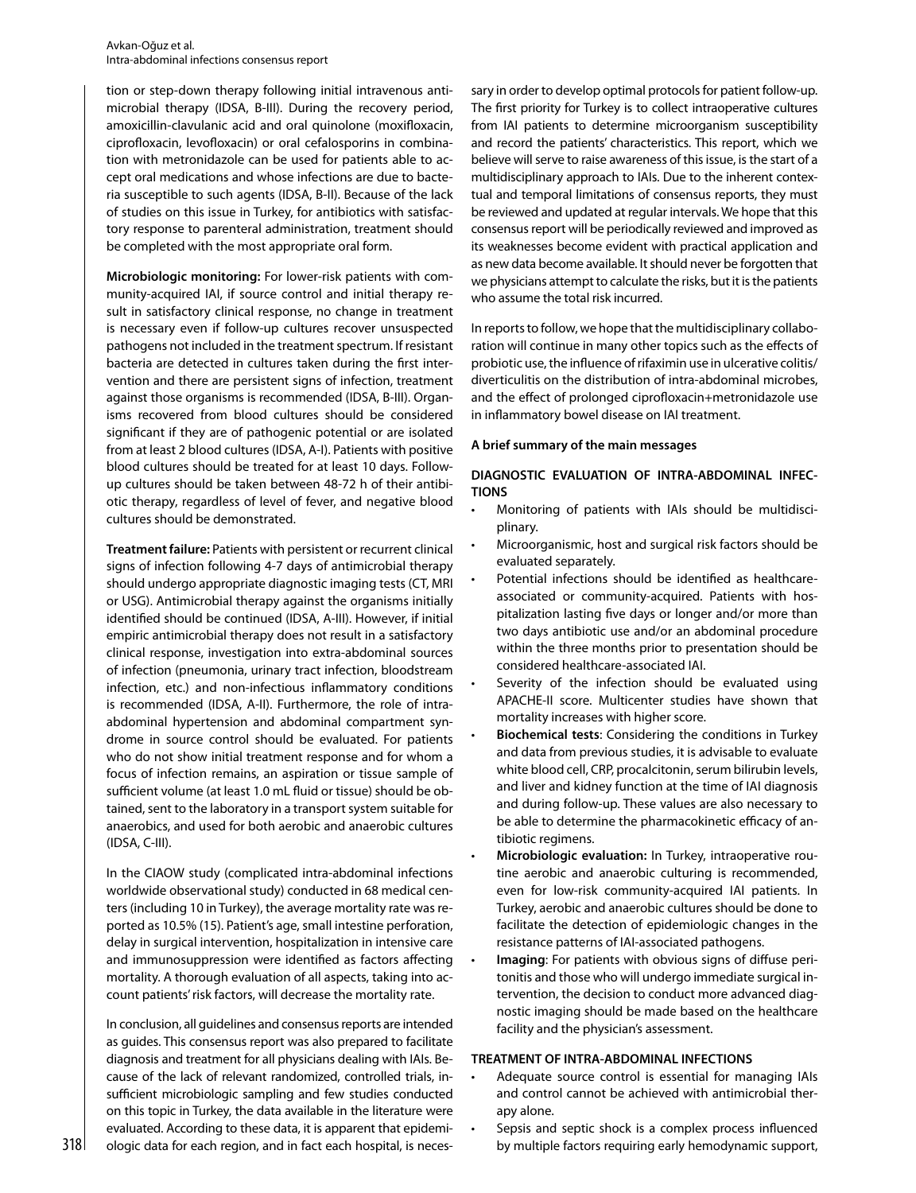tion or step-down therapy following initial intravenous antimicrobial therapy (IDSA, B-III). During the recovery period, amoxicillin-clavulanic acid and oral quinolone (moxifloxacin, ciprofloxacin, levofloxacin) or oral cefalosporins in combination with metronidazole can be used for patients able to accept oral medications and whose infections are due to bacteria susceptible to such agents (IDSA, B-II). Because of the lack of studies on this issue in Turkey, for antibiotics with satisfactory response to parenteral administration, treatment should be completed with the most appropriate oral form.

**Microbiologic monitoring:** For lower-risk patients with community-acquired IAI, if source control and initial therapy result in satisfactory clinical response, no change in treatment is necessary even if follow-up cultures recover unsuspected pathogens not included in the treatment spectrum. If resistant bacteria are detected in cultures taken during the first intervention and there are persistent signs of infection, treatment against those organisms is recommended (IDSA, B-III). Organisms recovered from blood cultures should be considered significant if they are of pathogenic potential or are isolated from at least 2 blood cultures (IDSA, A-I). Patients with positive blood cultures should be treated for at least 10 days. Follow-up cultures should be taken between 48-72 h of their antibiotic therapy, regardless of level of fever, and negative blood cultures should be demonstrated.

**Treatment failure:** Patients with persistent or recurrent clinical signs of infection following 4-7 days of antimicrobial therapy should undergo appropriate diagnostic imaging tests (CT, MRI or USG). Antimicrobial therapy against the organisms initially identified should be continued (IDSA, A-III). However, if initial empiric antimicrobial therapy does not result in a satisfactory clinical response, investigation into extra-abdominal sources of infection (pneumonia, urinary tract infection, bloodstream infection, etc.) and non-infectious inflammatory conditions is recommended (IDSA, A-II). Furthermore, the role of intra-abdominal hypertension and abdominal compartment syndrome in source control should be evaluated. For patients who do not show initial treatment response and for whom a focus of infection remains, an aspiration or tissue sample of sufficient volume (at least 1.0 mL fluid or tissue) should be obtained, sent to the laboratory in a transport system suitable for anaerobics, and used for both aerobic and anaerobic cultures (IDSA, C-III).

In the CIAOW study (complicated intra-abdominal infections worldwide observational study) conducted in 68 medical centers (including 10 in Turkey), the average mortality rate was reported as 10.5% (15). Patient's age, small intestine perforation, delay in surgical intervention, hospitalization in intensive care and immunosuppression were identified as factors affecting mortality. A thorough evaluation of all aspects, taking into account patients' risk factors, will decrease the mortality rate.

In conclusion, all guidelines and consensus reports are intended as guides. This consensus report was also prepared to facilitate diagnosis and treatment for all physicians dealing with IAIs. Because of the lack of relevant randomized, controlled trials, insufficient microbiologic sampling and few studies conducted on this topic in Turkey, the data available in the literature were evaluated. According to these data, it is apparent that epidemiologic data for each region, and in fact each hospital, is necessary in order to develop optimal protocols for patient follow-up. The first priority for Turkey is to collect intraoperative cultures from IAI patients to determine microorganism susceptibility and record the patients' characteristics. This report, which we believe will serve to raise awareness of this issue, is the start of a multidisciplinary approach to IAIs. Due to the inherent contextual and temporal limitations of consensus reports, they must be reviewed and updated at regular intervals. We hope that this consensus report will be periodically reviewed and improved as its weaknesses become evident with practical application and as new data become available. It should never be forgotten that we physicians attempt to calculate the risks, but it is the patients who assume the total risk incurred.

In reports to follow, we hope that the multidisciplinary collaboration will continue in many other topics such as the effects of probiotic use, the influence of rifaximin use in ulcerative colitis/diverticulitis on the distribution of intra-abdominal microbes, and the effect of prolonged ciprofloxacin+metronidazole use in inflammatory bowel disease on IAI treatment.

**A brief summary of the main messages**

**DIAGNOSTIC EVALUATION OF INTRA-ABDOMINAL INFECTIONS**

- Monitoring of patients with IAIs should be multidisciplinary.
- Microorganismic, host and surgical risk factors should be evaluated separately.
- Potential infections should be identified as healthcare-associated or community-acquired. Patients with hospitalization lasting five days or longer and/or more than two days antibiotic use and/or an abdominal procedure within the three months prior to presentation should be considered healthcare-associated IAI.
- Severity of the infection should be evaluated using APACHE-II score. Multicenter studies have shown that mortality increases with higher score.
- **Biochemical tests**: Considering the conditions in Turkey and data from previous studies, it is advisable to evaluate white blood cell, CRP, procalcitonin, serum bilirubin levels, and liver and kidney function at the time of IAI diagnosis and during follow-up. These values are also necessary to be able to determine the pharmacokinetic efficacy of antibiotic regimens.
- **Microbiologic evaluation:** In Turkey, intraoperative routine aerobic and anaerobic culturing is recommended, even for low-risk community-acquired IAI patients. In Turkey, aerobic and anaerobic cultures should be done to facilitate the detection of epidemiologic changes in the resistance patterns of IAI-associated pathogens.
- **Imaging**: For patients with obvious signs of diffuse peritonitis and those who will undergo immediate surgical intervention, the decision to conduct more advanced diagnostic imaging should be made based on the healthcare facility and the physician's assessment.

**TREATMENT OF INTRA-ABDOMINAL INFECTIONS**

- Adequate source control is essential for managing IAIs and control cannot be achieved with antimicrobial therapy alone.
- Sepsis and septic shock is a complex process influenced by multiple factors requiring early hemodynamic support,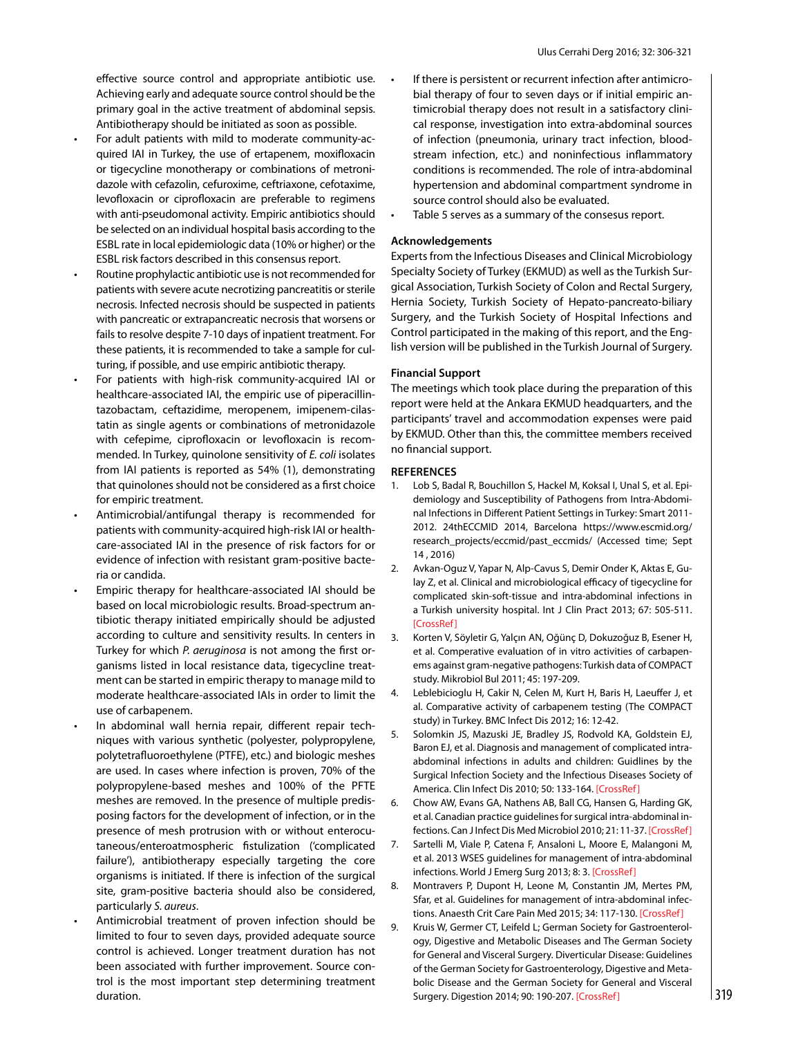effective source control and appropriate antibiotic use. Achieving early and adequate source control should be the primary goal in the active treatment of abdominal sepsis. Antibiotherapy should be initiated as soon as possible.

- For adult patients with mild to moderate community-acquired IAI in Turkey, the use of ertapenem, moxifloxacin or tigecycline monotherapy or combinations of metronidazole with cefazolin, cefuroxime, ceftriaxone, cefotaxime, levofloxacin or ciprofloxacin are preferable to regimens with anti-pseudomonal activity. Empiric antibiotics should be selected on an individual hospital basis according to the ESBL rate in local epidemiologic data (10% or higher) or the ESBL risk factors described in this consensus report.
- Routine prophylactic antibiotic use is not recommended for patients with severe acute necrotizing pancreatitis or sterile necrosis. Infected necrosis should be suspected in patients with pancreatic or extrapancreatic necrosis that worsens or fails to resolve despite 7-10 days of inpatient treatment. For these patients, it is recommended to take a sample for culturing, if possible, and use empiric antibiotic therapy.
- For patients with high-risk community-acquired IAI or healthcare-associated IAI, the empiric use of piperacillin-tazobactam, ceftazidime, meropenem, imipenem-cilastatin as single agents or combinations of metronidazole with cefepime, ciprofloxacin or levofloxacin is recommended. In Turkey, quinolone sensitivity of *E. coli* isolates from IAI patients is reported as 54% (1), demonstrating that quinolones should not be considered as a first choice for empiric treatment.
- Antimicrobial/antifungal therapy is recommended for patients with community-acquired high-risk IAI or healthcare-associated IAI in the presence of risk factors for or evidence of infection with resistant gram-positive bacteria or candida.
- Empiric therapy for healthcare-associated IAI should be based on local microbiologic results. Broad-spectrum antibiotic therapy initiated empirically should be adjusted according to culture and sensitivity results. In centers in Turkey for which *P. aeruginosa* is not among the first organisms listed in local resistance data, tigecycline treatment can be started in empiric therapy to manage mild to moderate healthcare-associated IAIs in order to limit the use of carbapenem.
- In abdominal wall hernia repair, different repair techniques with various synthetic (polyester, polypropylene, polytetrafluoroethylene (PTFE), etc.) and biologic meshes are used. In cases where infection is proven, 70% of the polypropylene-based meshes and 100% of the PFTE meshes are removed. In the presence of multiple predisposing factors for the development of infection, or in the presence of mesh protrusion with or without enterocutaneous/enteroatmospheric fistulization ('complicated failure'), antibiotherapy especially targeting the core organisms is initiated. If there is infection of the surgical site, gram-positive bacteria should also be considered, particularly *S. aureus*.
- Antimicrobial treatment of proven infection should be limited to four to seven days, provided adequate source control is achieved. Longer treatment duration has not been associated with further improvement. Source control is the most important step determining treatment duration.
- If there is persistent or recurrent infection after antimicrobial therapy of four to seven days or if initial empiric antimicrobial therapy does not result in a satisfactory clinical response, investigation into extra-abdominal sources of infection (pneumonia, urinary tract infection, bloodstream infection, etc.) and noninfectious inflammatory conditions is recommended. The role of intra-abdominal hypertension and abdominal compartment syndrome in source control should also be evaluated.
- Table 5 serves as a summary of the consesus report.

### Acknowledgements

Experts from the Infectious Diseases and Clinical Microbiology Specialty Society of Turkey (EKMUD) as well as the Turkish Surgical Association, Turkish Society of Colon and Rectal Surgery, Hernia Society, Turkish Society of Hepato-pancreato-biliary Surgery, and the Turkish Society of Hospital Infections and Control participated in the making of this report, and the English version will be published in the Turkish Journal of Surgery.

### Financial Support

The meetings which took place during the preparation of this report were held at the Ankara EKMUD headquarters, and the participants' travel and accommodation expenses were paid by EKMUD. Other than this, the committee members received no financial support.

### REFERENCES

1. Lob S, Badal R, Bouchillon S, Hackel M, Koksal I, Unal S, et al. Epidemiology and Susceptibility of Pathogens from Intra-Abdominal Infections in Different Patient Settings in Turkey: Smart 2011-2012. 24thECCMID 2014, Barcelona https://www.escmid.org/research_projects/eccmid/past_eccmids/ (Accessed time; Sept 14 , 2016)
2. Avkan-Oguz V, Yapar N, Alp-Cavus S, Demir Onder K, Aktas E, Gulay Z, et al. Clinical and microbiological efficacy of tigecycline for complicated skin-soft-tissue and intra-abdominal infections in a Turkish university hospital. Int J Clin Pract 2013; 67: 505-511. [CrossRef]
3. Korten V, Söyletir G, Yalçın AN, Oğünç D, Dokuzoğuz B, Esener H, et al. Comperative evaluation of in vitro activities of carbapenems against gram-negative pathogens: Turkish data of COMPACT study. Mikrobiol Bul 2011; 45: 197-209.
4. Leblebicioglu H, Cakir N, Celen M, Kurt H, Baris H, Laeuffer J, et al. Comparative activity of carbapenem testing (The COMPACT study) in Turkey. BMC Infect Dis 2012; 16: 12-42.
5. Solomkin JS, Mazuski JE, Bradley JS, Rodvold KA, Goldstein EJ, Baron EJ, et al. Diagnosis and management of complicated intra-abdominal infections in adults and children: Guidlines by the Surgical Infection Society and the Infectious Diseases Society of America. Clin Infect Dis 2010; 50: 133-164. [CrossRef]
6. Chow AW, Evans GA, Nathens AB, Ball CG, Hansen G, Harding GK, et al. Canadian practice guidelines for surgical intra-abdominal infections. Can J Infect Dis Med Microbiol 2010; 21: 11-37. [CrossRef]
7. Sartelli M, Viale P, Catena F, Ansaloni L, Moore E, Malangoni M, et al. 2013 WSES guidelines for management of intra-abdominal infections. World J Emerg Surg 2013; 8: 3. [CrossRef]
8. Montravers P, Dupont H, Leone M, Constantin JM, Mertes PM, Sfar, et al. Guidelines for management of intra-abdominal infections. Anaesth Crit Care Pain Med 2015; 34: 117-130. [CrossRef]
9. Kruis W, Germer CT, Leifeld L; German Society for Gastroenterology, Digestive and Metabolic Diseases and The German Society for General and Visceral Surgery. Diverticular Disease: Guidelines of the German Society for Gastroenterology, Digestive and Metabolic Disease and the German Society for General and Visceral Surgery. Digestion 2014; 90: 190-207. [CrossRef]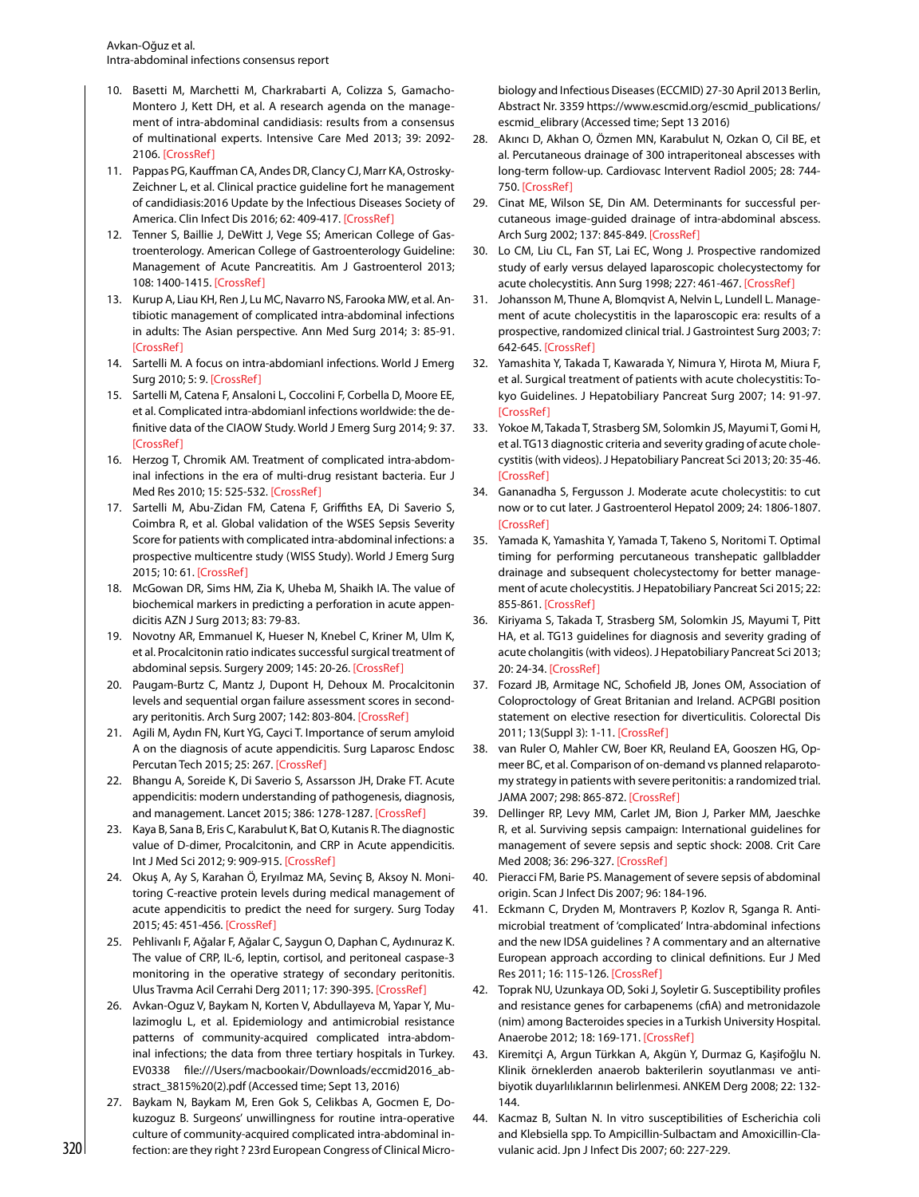10. Basetti M, Marchetti M, Charkrabarti A, Colizza S, Gamacho-Montero J, Kett DH, et al. A research agenda on the management of intra-abdominal candidiasis: results from a consensus of multinational experts. Intensive Care Med 2013; 39: 2092-2106. [CrossRef]
11. Pappas PG, Kauffman CA, Andes DR, Clancy CJ, Marr KA, Ostrosky-Zeichner L, et al. Clinical practice guideline fort he management of candidiasis:2016 Update by the Infectious Diseases Society of America. Clin Infect Dis 2016; 62: 409-417. [CrossRef]
12. Tenner S, Baillie J, DeWitt J, Vege SS; American College of Gastroenterology. American College of Gastroenterology Guideline: Management of Acute Pancreatitis. Am J Gastroenterol 2013; 108: 1400-1415. [CrossRef]
13. Kurup A, Liau KH, Ren J, Lu MC, Navarro NS, Farooka MW, et al. Antibiotic management of complicated intra-abdominal infections in adults: The Asian perspective. Ann Med Surg 2014; 3: 85-91. [CrossRef]
14. Sartelli M. A focus on intra-abdomianl infections. World J Emerg Surg 2010; 5: 9. [CrossRef]
15. Sartelli M, Catena F, Ansaloni L, Coccolini F, Corbella D, Moore EE, et al. Complicated intra-abdomianl infections worldwide: the definitive data of the CIAOW Study. World J Emerg Surg 2014; 9: 37. [CrossRef]
16. Herzog T, Chromik AM. Treatment of complicated intra-abdominal infections in the era of multi-drug resistant bacteria. Eur J Med Res 2010; 15: 525-532. [CrossRef]
17. Sartelli M, Abu-Zidan FM, Catena F, Griffiths EA, Di Saverio S, Coimbra R, et al. Global validation of the WSES Sepsis Severity Score for patients with complicated intra-abdominal infections: a prospective multicentre study (WISS Study). World J Emerg Surg 2015; 10: 61. [CrossRef]
18. McGowan DR, Sims HM, Zia K, Uheba M, Shaikh IA. The value of biochemical markers in predicting a perforation in acute appendicitis AZN J Surg 2013; 83: 79-83.
19. Novotny AR, Emmanuel K, Hueser N, Knebel C, Kriner M, Ulm K, et al. Procalcitonin ratio indicates successful surgical treatment of abdominal sepsis. Surgery 2009; 145: 20-26. [CrossRef]
20. Paugam-Burtz C, Mantz J, Dupont H, Dehoux M. Procalcitonin levels and sequential organ failure assessment scores in secondary peritonitis. Arch Surg 2007; 142: 803-804. [CrossRef]
21. Agili M, Aydın FN, Kurt YG, Cayci T. Importance of serum amyloid A on the diagnosis of acute appendicitis. Surg Laparosc Endosc Percutan Tech 2015; 25: 267. [CrossRef]
22. Bhangu A, Soreide K, Di Saverio S, Assarsson JH, Drake FT. Acute appendicitis: modern understanding of pathogenesis, diagnosis, and management. Lancet 2015; 386: 1278-1287. [CrossRef]
23. Kaya B, Sana B, Eris C, Karabulut K, Bat O, Kutanis R. The diagnostic value of D-dimer, Procalcitonin, and CRP in Acute appendicitis. Int J Med Sci 2012; 9: 909-915. [CrossRef]
24. Okuş A, Ay S, Karahan Ö, Eryılmaz MA, Sevinç B, Aksoy N. Monitoring C-reactive protein levels during medical management of acute appendicitis to predict the need for surgery. Surg Today 2015; 45: 451-456. [CrossRef]
25. Pehlivanlı F, Ağalar F, Ağalar C, Saygun O, Daphan C, Aydınuraz K. The value of CRP, IL-6, leptin, cortisol, and peritoneal caspase-3 monitoring in the operative strategy of secondary peritonitis. Ulus Travma Acil Cerrahi Derg 2011; 17: 390-395. [CrossRef]
26. Avkan-Oguz V, Baykam N, Korten V, Abdullayeva M, Yapar Y, Mulazimoglu L, et al. Epidemiology and antimicrobial resistance patterns of community-acquired complicated intra-abdominal infections; the data from three tertiary hospitals in Turkey. EV0338 file:///Users/macbookair/Downloads/eccmid2016_abstract_3815%20(2).pdf (Accessed time; Sept 13, 2016)
27. Baykam N, Baykam M, Eren Gok S, Celikbas A, Gocmen E, Dokuzoguz B. Surgeons' unwillingness for routine intra-operative culture of community-acquired complicated intra-abdominal infection: are they right ? 23rd European Congress of Clinical Microbiology and Infectious Diseases (ECCMID) 27-30 April 2013 Berlin, Abstract Nr. 3359 https://www.escmid.org/escmid_publications/escmid_elibrary (Accessed time; Sept 13 2016)
28. Akıncı D, Akhan O, Özmen MN, Karabulut N, Ozkan O, Cil BE, et al. Percutaneous drainage of 300 intraperitoneal abscesses with long-term follow-up. Cardiovasc Intervent Radiol 2005; 28: 744-750. [CrossRef]
29. Cinat ME, Wilson SE, Din AM. Determinants for successful percutaneous image-guided drainage of intra-abdominal abscess. Arch Surg 2002; 137: 845-849. [CrossRef]
30. Lo CM, Liu CL, Fan ST, Lai EC, Wong J. Prospective randomized study of early versus delayed laparoscopic cholecystectomy for acute cholecystitis. Ann Surg 1998; 227: 461-467. [CrossRef]
31. Johansson M, Thune A, Blomqvist A, Nelvin L, Lundell L. Management of acute cholecystitis in the laparoscopic era: results of a prospective, randomized clinical trial. J Gastrointest Surg 2003; 7: 642-645. [CrossRef]
32. Yamashita Y, Takada T, Kawarada Y, Nimura Y, Hirota M, Miura F, et al. Surgical treatment of patients with acute cholecystitis: Tokyo Guidelines. J Hepatobiliary Pancreat Surg 2007; 14: 91-97. [CrossRef]
33. Yokoe M, Takada T, Strasberg SM, Solomkin JS, Mayumi T, Gomi H, et al. TG13 diagnostic criteria and severity grading of acute cholecystitis (with videos). J Hepatobiliary Pancreat Sci 2013; 20: 35-46. [CrossRef]
34. Gananadha S, Fergusson J. Moderate acute cholecystitis: to cut now or to cut later. J Gastroenterol Hepatol 2009; 24: 1806-1807. [CrossRef]
35. Yamada K, Yamashita Y, Yamada T, Takeno S, Noritomi T. Optimal timing for performing percutaneous transhepatic gallbladder drainage and subsequent cholecystectomy for better management of acute cholecystitis. J Hepatobiliary Pancreat Sci 2015; 22: 855-861. [CrossRef]
36. Kiriyama S, Takada T, Strasberg SM, Solomkin JS, Mayumi T, Pitt HA, et al. TG13 guidelines for diagnosis and severity grading of acute cholangitis (with videos). J Hepatobiliary Pancreat Sci 2013; 20: 24-34. [CrossRef]
37. Fozard JB, Armitage NC, Schofield JB, Jones OM, Association of Coloproctology of Great Britanian and Ireland. ACPGBI position statement on elective resection for diverticulitis. Colorectal Dis 2011; 13(Suppl 3): 1-11. [CrossRef]
38. van Ruler O, Mahler CW, Boer KR, Reuland EA, Gooszen HG, Opmeer BC, et al. Comparison of on-demand vs planned relaparotomy strategy in patients with severe peritonitis: a randomized trial. JAMA 2007; 298: 865-872. [CrossRef]
39. Dellinger RP, Levy MM, Carlet JM, Bion J, Parker MM, Jaeschke R, et al. Surviving sepsis campaign: International guidelines for management of severe sepsis and septic shock: 2008. Crit Care Med 2008; 36: 296-327. [CrossRef]
40. Pieracci FM, Barie PS. Management of severe sepsis of abdominal origin. Scan J Infect Dis 2007; 96: 184-196.
41. Eckmann C, Dryden M, Montravers P, Kozlov R, Sganga R. Antimicrobial treatment of 'complicated' Intra-abdominal infections and the new IDSA guidelines ? A commentary and an alternative European approach according to clinical definitions. Eur J Med Res 2011; 16: 115-126. [CrossRef]
42. Toprak NU, Uzunkaya OD, Soki J, Soyletir G. Susceptibility profiles and resistance genes for carbapenems (cfiA) and metronidazole (nim) among Bacteroides species in a Turkish University Hospital. Anaerobe 2012; 18: 169-171. [CrossRef]
43. Kiremitçi A, Argun Türkkan A, Akgün Y, Durmaz G, Kaşifoğlu N. Klinik örneklerden anaerob bakterilerin soyutlanması ve antibiyotik duyarlılıklarının belirlenmesi. ANKEM Derg 2008; 22: 132-144.
44. Kacmaz B, Sultan N. In vitro susceptibilities of Escherichia coli and Klebsiella spp. To Ampicillin-Sulbactam and Amoxicillin-Clavulanic acid. Jpn J Infect Dis 2007; 60: 227-229.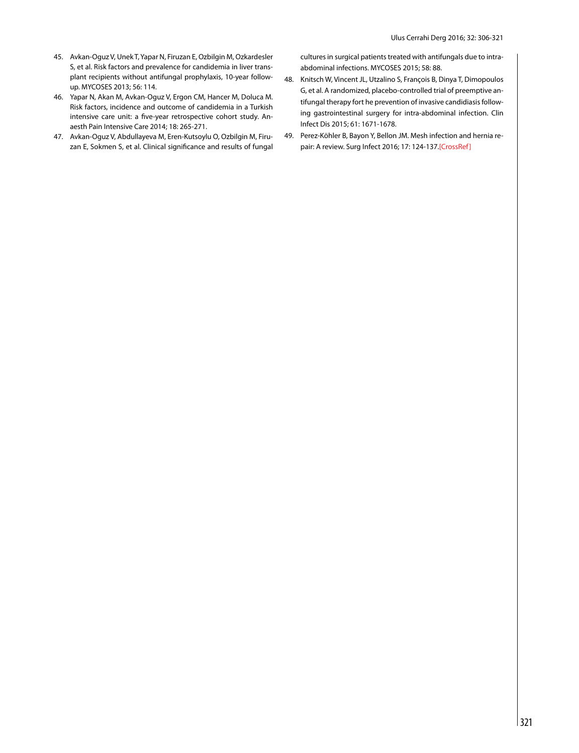45. Avkan-Oguz V, Unek T, Yapar N, Firuzan E, Ozbilgin M, Ozkardesler S, et al. Risk factors and prevalence for candidemia in liver transplant recipients without antifungal prophylaxis, 10-year follow-up. MYCOSES 2013; 56: 114.
46. Yapar N, Akan M, Avkan-Oguz V, Ergon CM, Hancer M, Doluca M. Risk factors, incidence and outcome of candidemia in a Turkish intensive care unit: a five-year retrospective cohort study. Anaesth Pain Intensive Care 2014; 18: 265-271.
47. Avkan-Oguz V, Abdullayeva M, Eren-Kutsoylu O, Ozbilgin M, Firuzan E, Sokmen S, et al. Clinical significance and results of fungal cultures in surgical patients treated with antifungals due to intra-abdominal infections. MYCOSES 2015; 58: 88.
48. Knitsch W, Vincent JL, Utzalino S, François B, Dinya T, Dimopoulos G, et al. A randomized, placebo-controlled trial of preemptive antifungal therapy fort he prevention of invasive candidiasis following gastrointestinal surgery for intra-abdominal infection. Clin Infect Dis 2015; 61: 1671-1678.
49. Perez-Köhler B, Bayon Y, Bellon JM. Mesh infection and hernia repair: A review. Surg Infect 2016; 17: 124-137.[CrossRef]